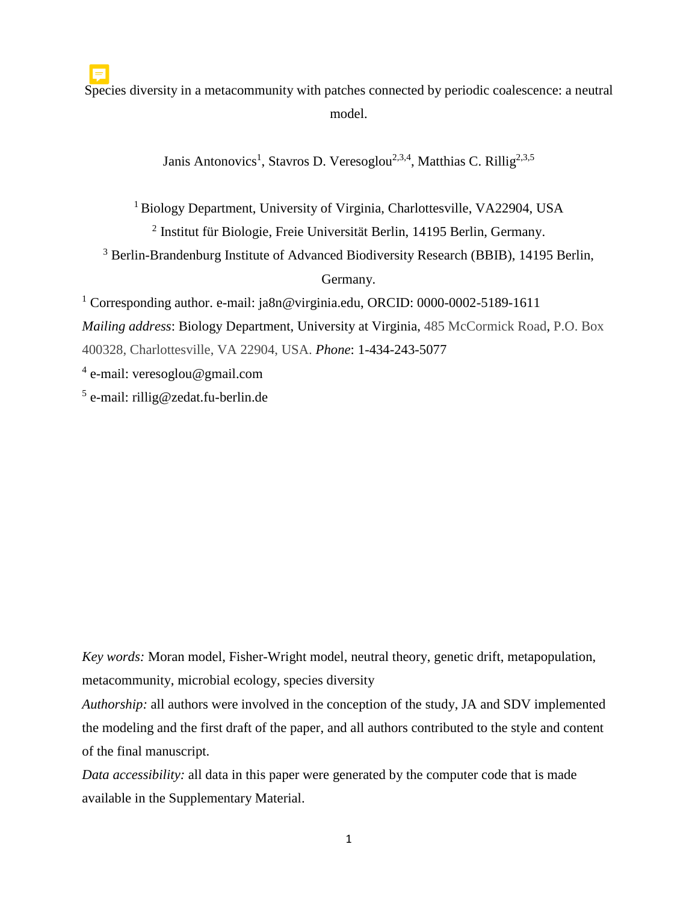# Species diversity in a metacommunity with patches connected by periodic coalescence: a neutral model.

Janis Antonovics[1], Stavros D. Veresoglou[2,3,4], Matthias C. Rillig[2,3,5]

[1] Biology Department, University of Virginia, Charlottesville, VA22904, USA

[2] Institut für Biologie, Freie Universität Berlin, 14195 Berlin, Germany.

[3] Berlin-Brandenburg Institute of Advanced Biodiversity Research (BBIB), 14195 Berlin, Germany.

[1] Corresponding author. e-mail: ja8n@virginia.edu, ORCID: 0000-0002-5189-1611

*Mailing address*: Biology Department, University at Virginia, 485 McCormick Road, P.O. Box 400328, Charlottesville, VA 22904, USA. *Phone*: 1-434-243-5077

[4] e-mail: veresoglou@gmail.com

[5] e-mail: rillig@zedat.fu-berlin.de

*Key words:* Moran model, Fisher-Wright model, neutral theory, genetic drift, metapopulation, metacommunity, microbial ecology, species diversity

*Authorship:* all authors were involved in the conception of the study, JA and SDV implemented the modeling and the first draft of the paper, and all authors contributed to the style and content of the final manuscript.

*Data accessibility:* all data in this paper were generated by the computer code that is made available in the Supplementary Material.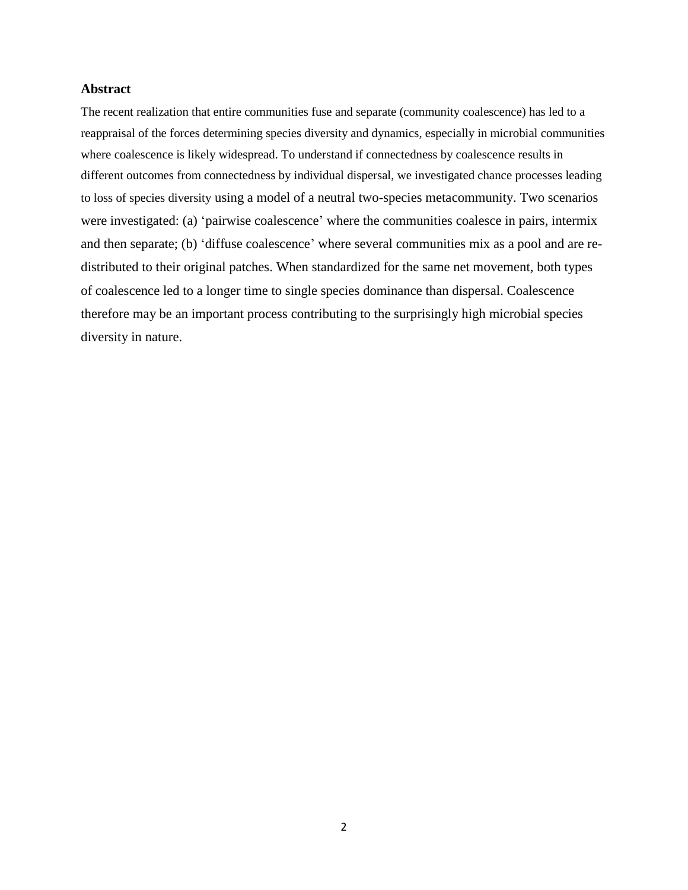## Abstract

The recent realization that entire communities fuse and separate (community coalescence) has led to a reappraisal of the forces determining species diversity and dynamics, especially in microbial communities where coalescence is likely widespread. To understand if connectedness by coalescence results in different outcomes from connectedness by individual dispersal, we investigated chance processes leading to loss of species diversity using a model of a neutral two-species metacommunity. Two scenarios were investigated: (a) 'pairwise coalescence' where the communities coalesce in pairs, intermix and then separate; (b) 'diffuse coalescence' where several communities mix as a pool and are re-distributed to their original patches. When standardized for the same net movement, both types of coalescence led to a longer time to single species dominance than dispersal. Coalescence therefore may be an important process contributing to the surprisingly high microbial species diversity in nature.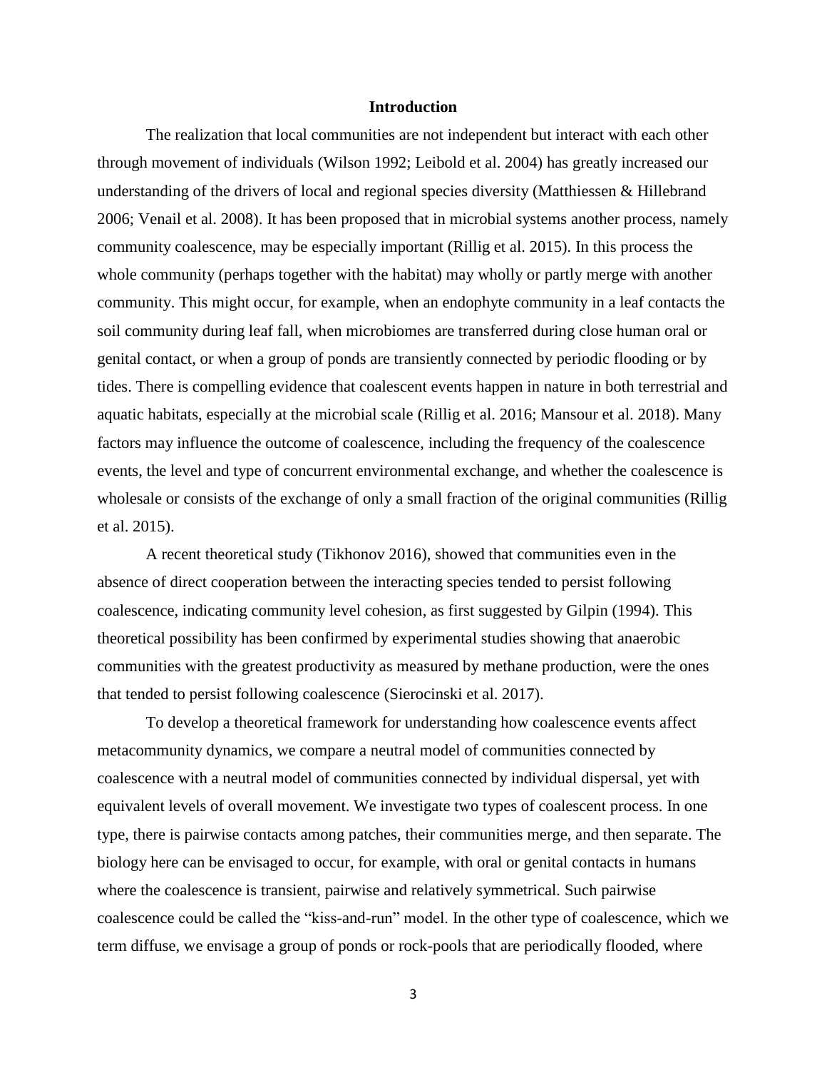## Introduction

The realization that local communities are not independent but interact with each other through movement of individuals (Wilson 1992; Leibold et al. 2004) has greatly increased our understanding of the drivers of local and regional species diversity (Matthiessen & Hillebrand 2006; Venail et al. 2008). It has been proposed that in microbial systems another process, namely community coalescence, may be especially important (Rillig et al. 2015). In this process the whole community (perhaps together with the habitat) may wholly or partly merge with another community. This might occur, for example, when an endophyte community in a leaf contacts the soil community during leaf fall, when microbiomes are transferred during close human oral or genital contact, or when a group of ponds are transiently connected by periodic flooding or by tides. There is compelling evidence that coalescent events happen in nature in both terrestrial and aquatic habitats, especially at the microbial scale (Rillig et al. 2016; Mansour et al. 2018). Many factors may influence the outcome of coalescence, including the frequency of the coalescence events, the level and type of concurrent environmental exchange, and whether the coalescence is wholesale or consists of the exchange of only a small fraction of the original communities (Rillig et al. 2015).

A recent theoretical study (Tikhonov 2016), showed that communities even in the absence of direct cooperation between the interacting species tended to persist following coalescence, indicating community level cohesion, as first suggested by Gilpin (1994). This theoretical possibility has been confirmed by experimental studies showing that anaerobic communities with the greatest productivity as measured by methane production, were the ones that tended to persist following coalescence (Sierocinski et al. 2017).

To develop a theoretical framework for understanding how coalescence events affect metacommunity dynamics, we compare a neutral model of communities connected by coalescence with a neutral model of communities connected by individual dispersal, yet with equivalent levels of overall movement. We investigate two types of coalescent process. In one type, there is pairwise contacts among patches, their communities merge, and then separate. The biology here can be envisaged to occur, for example, with oral or genital contacts in humans where the coalescence is transient, pairwise and relatively symmetrical. Such pairwise coalescence could be called the "kiss-and-run" model. In the other type of coalescence, which we term diffuse, we envisage a group of ponds or rock-pools that are periodically flooded, where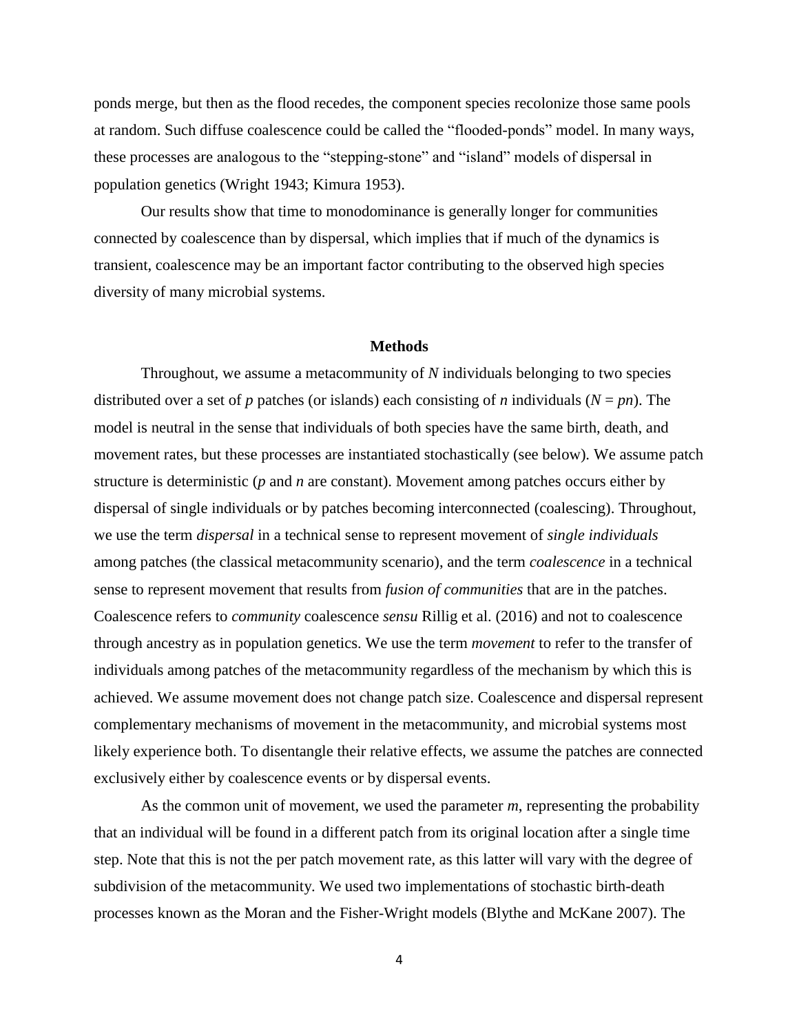ponds merge, but then as the flood recedes, the component species recolonize those same pools at random. Such diffuse coalescence could be called the "flooded-ponds" model. In many ways, these processes are analogous to the "stepping-stone" and "island" models of dispersal in population genetics (Wright 1943; Kimura 1953).

Our results show that time to monodominance is generally longer for communities connected by coalescence than by dispersal, which implies that if much of the dynamics is transient, coalescence may be an important factor contributing to the observed high species diversity of many microbial systems.

## Methods

Throughout, we assume a metacommunity of $N$ individuals belonging to two species distributed over a set of $p$ patches (or islands) each consisting of $n$ individuals ($N = pn$). The model is neutral in the sense that individuals of both species have the same birth, death, and movement rates, but these processes are instantiated stochastically (see below). We assume patch structure is deterministic ($p$ and $n$ are constant). Movement among patches occurs either by dispersal of single individuals or by patches becoming interconnected (coalescing). Throughout, we use the term *dispersal* in a technical sense to represent movement of *single individuals* among patches (the classical metacommunity scenario), and the term *coalescence* in a technical sense to represent movement that results from *fusion of communities* that are in the patches. Coalescence refers to *community* coalescence *sensu* Rillig et al. (2016) and not to coalescence through ancestry as in population genetics. We use the term *movement* to refer to the transfer of individuals among patches of the metacommunity regardless of the mechanism by which this is achieved. We assume movement does not change patch size. Coalescence and dispersal represent complementary mechanisms of movement in the metacommunity, and microbial systems most likely experience both. To disentangle their relative effects, we assume the patches are connected exclusively either by coalescence events or by dispersal events.

As the common unit of movement, we used the parameter $m$, representing the probability that an individual will be found in a different patch from its original location after a single time step. Note that this is not the per patch movement rate, as this latter will vary with the degree of subdivision of the metacommunity. We used two implementations of stochastic birth-death processes known as the Moran and the Fisher-Wright models (Blythe and McKane 2007). The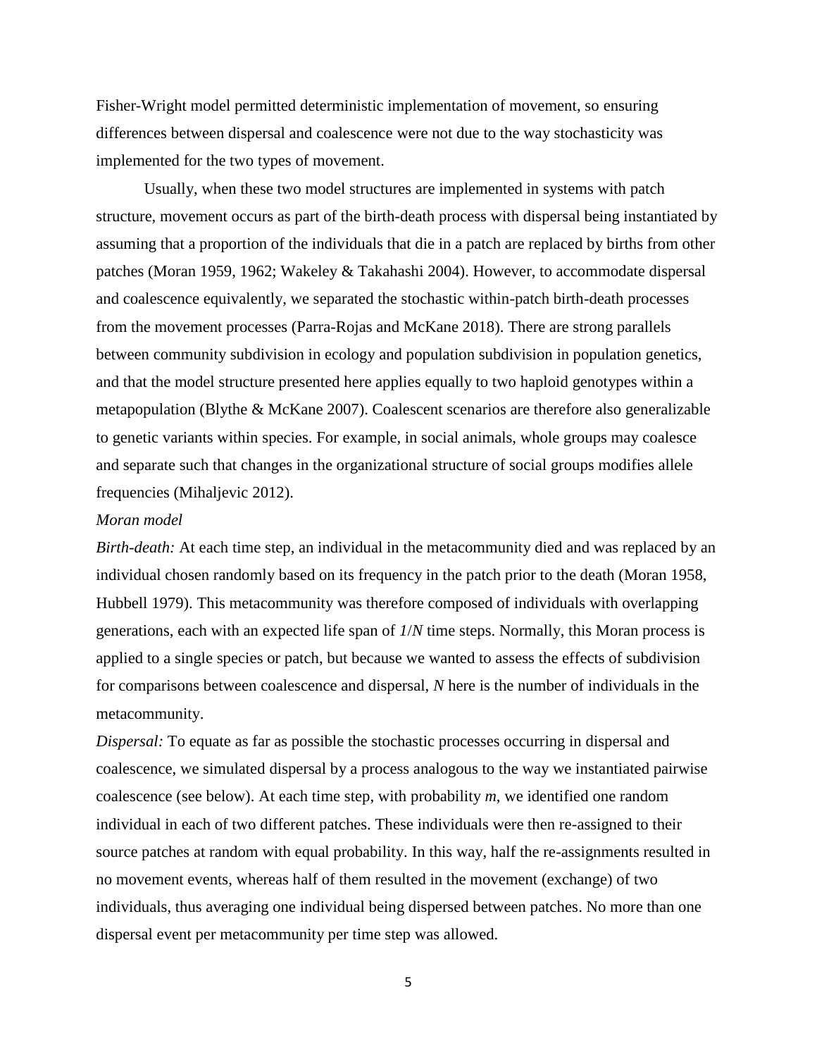Fisher-Wright model permitted deterministic implementation of movement, so ensuring differences between dispersal and coalescence were not due to the way stochasticity was implemented for the two types of movement.

Usually, when these two model structures are implemented in systems with patch structure, movement occurs as part of the birth-death process with dispersal being instantiated by assuming that a proportion of the individuals that die in a patch are replaced by births from other patches (Moran 1959, 1962; Wakeley & Takahashi 2004). However, to accommodate dispersal and coalescence equivalently, we separated the stochastic within-patch birth-death processes from the movement processes (Parra-Rojas and McKane 2018). There are strong parallels between community subdivision in ecology and population subdivision in population genetics, and that the model structure presented here applies equally to two haploid genotypes within a metapopulation (Blythe & McKane 2007). Coalescent scenarios are therefore also generalizable to genetic variants within species. For example, in social animals, whole groups may coalesce and separate such that changes in the organizational structure of social groups modifies allele frequencies (Mihaljevic 2012).

*Moran model*

*Birth-death:* At each time step, an individual in the metacommunity died and was replaced by an individual chosen randomly based on its frequency in the patch prior to the death (Moran 1958, Hubbell 1979). This metacommunity was therefore composed of individuals with overlapping generations, each with an expected life span of $1/N$ time steps. Normally, this Moran process is applied to a single species or patch, but because we wanted to assess the effects of subdivision for comparisons between coalescence and dispersal, $N$ here is the number of individuals in the metacommunity.

*Dispersal:* To equate as far as possible the stochastic processes occurring in dispersal and coalescence, we simulated dispersal by a process analogous to the way we instantiated pairwise coalescence (see below). At each time step, with probability $m$, we identified one random individual in each of two different patches. These individuals were then re-assigned to their source patches at random with equal probability. In this way, half the re-assignments resulted in no movement events, whereas half of them resulted in the movement (exchange) of two individuals, thus averaging one individual being dispersed between patches. No more than one dispersal event per metacommunity per time step was allowed.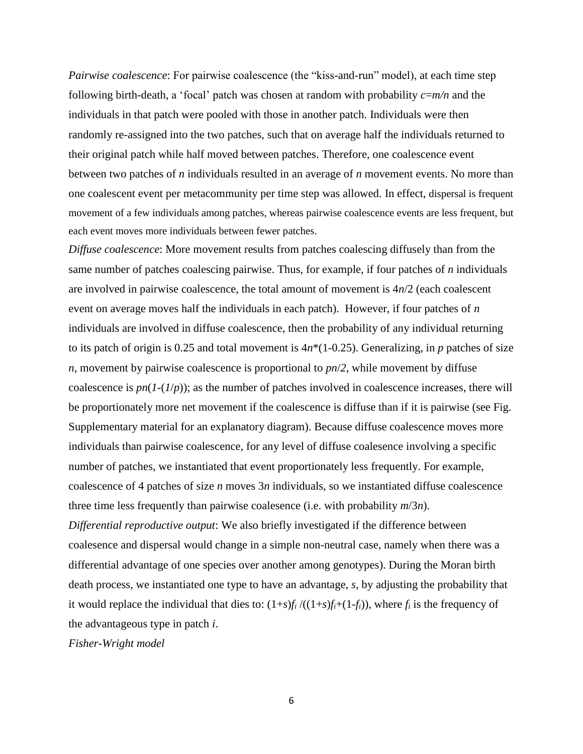*Pairwise coalescence*: For pairwise coalescence (the "kiss-and-run" model), at each time step following birth-death, a 'focal' patch was chosen at random with probability $c=m/n$ and the individuals in that patch were pooled with those in another patch. Individuals were then randomly re-assigned into the two patches, such that on average half the individuals returned to their original patch while half moved between patches. Therefore, one coalescence event between two patches of $n$ individuals resulted in an average of $n$ movement events. No more than one coalescent event per metacommunity per time step was allowed. In effect, dispersal is frequent movement of a few individuals among patches, whereas pairwise coalescence events are less frequent, but each event moves more individuals between fewer patches.

*Diffuse coalescence*: More movement results from patches coalescing diffusely than from the same number of patches coalescing pairwise. Thus, for example, if four patches of $n$ individuals are involved in pairwise coalescence, the total amount of movement is $4n/2$ (each coalescent event on average moves half the individuals in each patch). However, if four patches of $n$ individuals are involved in diffuse coalescence, then the probability of any individual returning to its patch of origin is 0.25 and total movement is $4n*(1-0.25)$. Generalizing, in $p$ patches of size $n$, movement by pairwise coalescence is proportional to $pn/2$, while movement by diffuse coalescence is $pn(1-(1/p))$; as the number of patches involved in coalescence increases, there will be proportionately more net movement if the coalescence is diffuse than if it is pairwise (see Fig. Supplementary material for an explanatory diagram). Because diffuse coalescence moves more individuals than pairwise coalescence, for any level of diffuse coalesence involving a specific number of patches, we instantiated that event proportionately less frequently. For example, coalescence of 4 patches of size $n$ moves $3n$ individuals, so we instantiated diffuse coalescence three time less frequently than pairwise coalesence (i.e. with probability $m/3n$).

*Differential reproductive output*: We also briefly investigated if the difference between coalesence and dispersal would change in a simple non-neutral case, namely when there was a differential advantage of one species over another among genotypes). During the Moran birth death process, we instantiated one type to have an advantage, $s$, by adjusting the probability that it would replace the individual that dies to: $(1+s)f_i/((1+s)f_i+(1-f_i))$, where $f_i$ is the frequency of the advantageous type in patch $i$.

*Fisher-Wright model*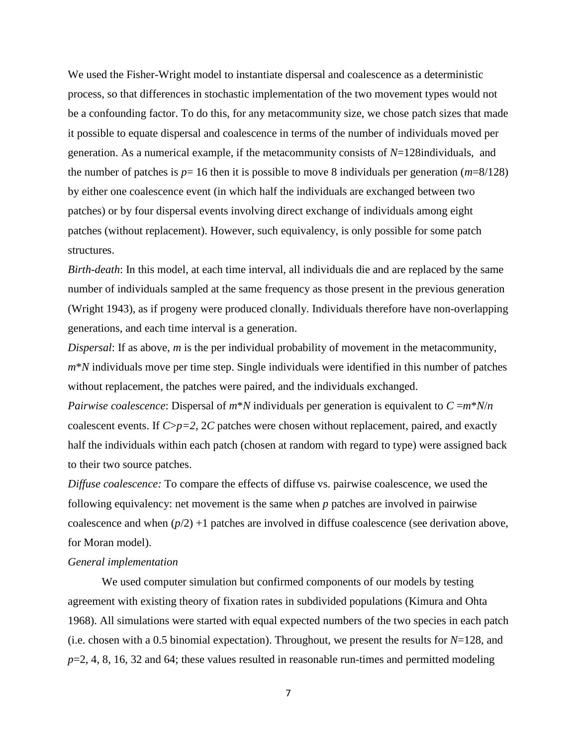We used the Fisher-Wright model to instantiate dispersal and coalescence as a deterministic process, so that differences in stochastic implementation of the two movement types would not be a confounding factor. To do this, for any metacommunity size, we chose patch sizes that made it possible to equate dispersal and coalescence in terms of the number of individuals moved per generation. As a numerical example, if the metacommunity consists of $N$=128individuals, and the number of patches is $p$= 16 then it is possible to move 8 individuals per generation ($m$=8/128) by either one coalescence event (in which half the individuals are exchanged between two patches) or by four dispersal events involving direct exchange of individuals among eight patches (without replacement). However, such equivalency, is only possible for some patch structures.

*Birth-death*: In this model, at each time interval, all individuals die and are replaced by the same number of individuals sampled at the same frequency as those present in the previous generation (Wright 1943), as if progeny were produced clonally. Individuals therefore have non-overlapping generations, and each time interval is a generation.

*Dispersal*: If as above, $m$ is the per individual probability of movement in the metacommunity, $m*N$ individuals move per time step. Single individuals were identified in this number of patches without replacement, the patches were paired, and the individuals exchanged.

*Pairwise coalescence*: Dispersal of $m*N$ individuals per generation is equivalent to $C = m*N/n$ coalescent events. If $C > p = 2$, 2$C$ patches were chosen without replacement, paired, and exactly half the individuals within each patch (chosen at random with regard to type) were assigned back to their two source patches.

*Diffuse coalescence:* To compare the effects of diffuse vs. pairwise coalescence, we used the following equivalency: net movement is the same when $p$ patches are involved in pairwise coalescence and when ($p$/2) +1 patches are involved in diffuse coalescence (see derivation above, for Moran model).

*General implementation*

We used computer simulation but confirmed components of our models by testing agreement with existing theory of fixation rates in subdivided populations (Kimura and Ohta 1968). All simulations were started with equal expected numbers of the two species in each patch (i.e. chosen with a 0.5 binomial expectation). Throughout, we present the results for $N$=128, and $p$=2, 4, 8, 16, 32 and 64; these values resulted in reasonable run-times and permitted modeling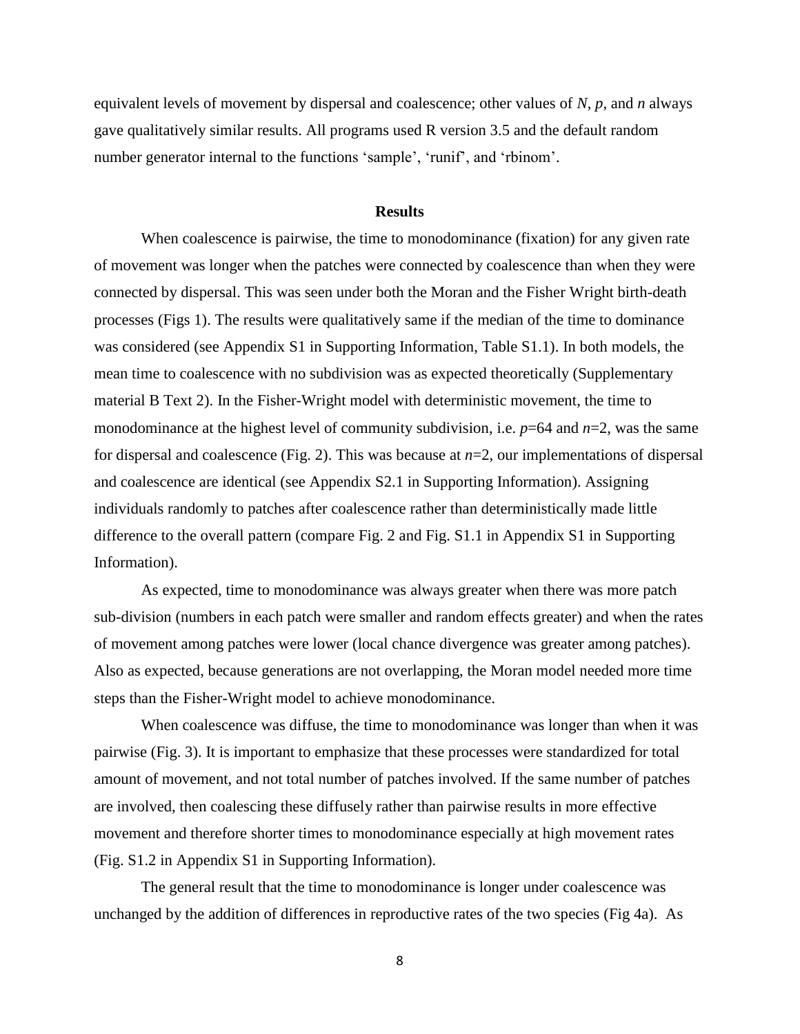equivalent levels of movement by dispersal and coalescence; other values of $N$, $p$, and $n$ always gave qualitatively similar results. All programs used R version 3.5 and the default random number generator internal to the functions 'sample', 'runif', and 'rbinom'.

## Results

When coalescence is pairwise, the time to monodominance (fixation) for any given rate of movement was longer when the patches were connected by coalescence than when they were connected by dispersal. This was seen under both the Moran and the Fisher Wright birth-death processes (Figs 1). The results were qualitatively same if the median of the time to dominance was considered (see Appendix S1 in Supporting Information, Table S1.1). In both models, the mean time to coalescence with no subdivision was as expected theoretically (Supplementary material B Text 2). In the Fisher-Wright model with deterministic movement, the time to monodominance at the highest level of community subdivision, i.e. $p$=64 and $n$=2, was the same for dispersal and coalescence (Fig. 2). This was because at $n$=2, our implementations of dispersal and coalescence are identical (see Appendix S2.1 in Supporting Information). Assigning individuals randomly to patches after coalescence rather than deterministically made little difference to the overall pattern (compare Fig. 2 and Fig. S1.1 in Appendix S1 in Supporting Information).

As expected, time to monodominance was always greater when there was more patch sub-division (numbers in each patch were smaller and random effects greater) and when the rates of movement among patches were lower (local chance divergence was greater among patches). Also as expected, because generations are not overlapping, the Moran model needed more time steps than the Fisher-Wright model to achieve monodominance.

When coalescence was diffuse, the time to monodominance was longer than when it was pairwise (Fig. 3). It is important to emphasize that these processes were standardized for total amount of movement, and not total number of patches involved. If the same number of patches are involved, then coalescing these diffusely rather than pairwise results in more effective movement and therefore shorter times to monodominance especially at high movement rates (Fig. S1.2 in Appendix S1 in Supporting Information).

The general result that the time to monodominance is longer under coalescence was unchanged by the addition of differences in reproductive rates of the two species (Fig 4a). As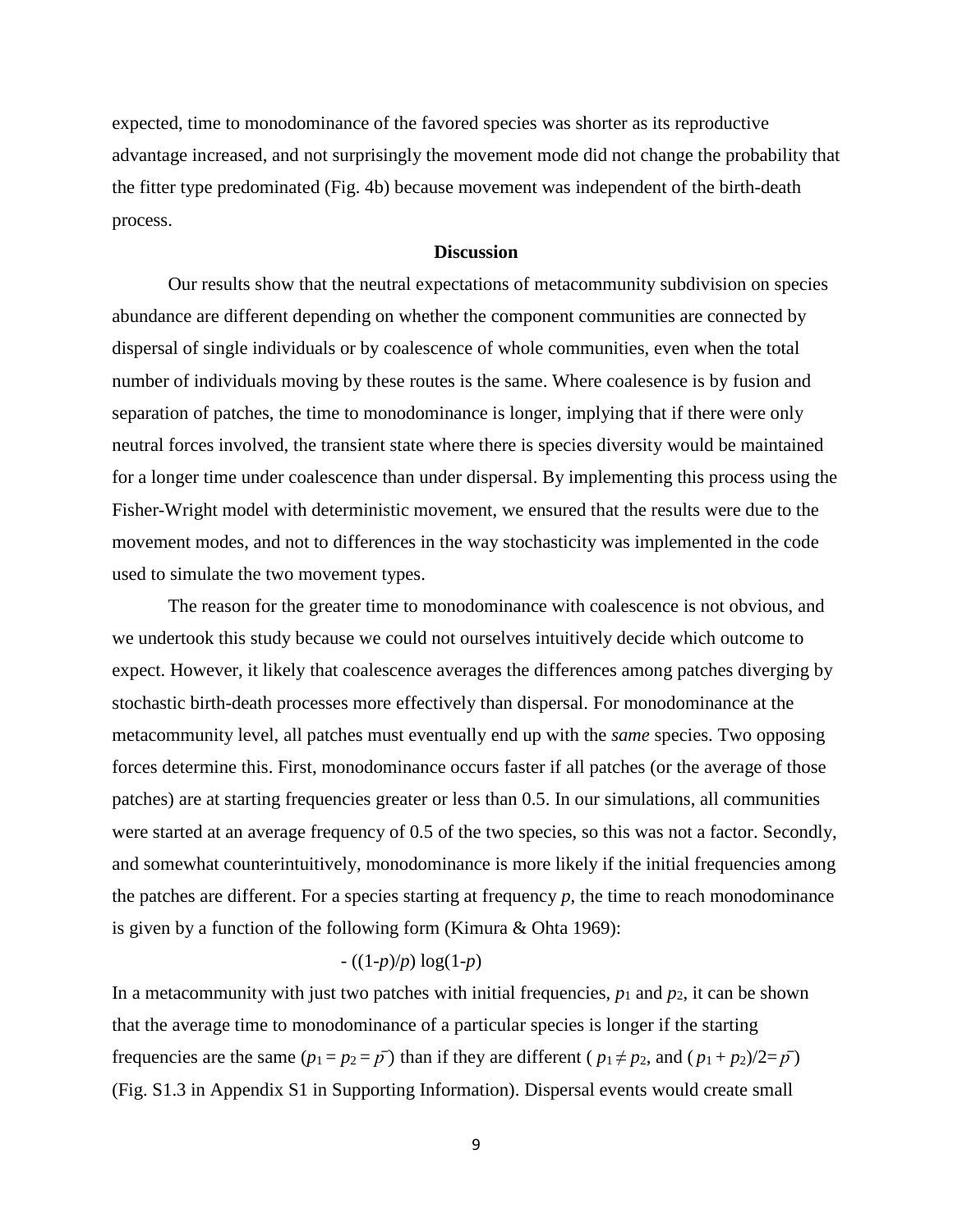expected, time to monodominance of the favored species was shorter as its reproductive advantage increased, and not surprisingly the movement mode did not change the probability that the fitter type predominated (Fig. 4b) because movement was independent of the birth-death process.

## Discussion

Our results show that the neutral expectations of metacommunity subdivision on species abundance are different depending on whether the component communities are connected by dispersal of single individuals or by coalescence of whole communities, even when the total number of individuals moving by these routes is the same. Where coalesence is by fusion and separation of patches, the time to monodominance is longer, implying that if there were only neutral forces involved, the transient state where there is species diversity would be maintained for a longer time under coalescence than under dispersal. By implementing this process using the Fisher-Wright model with deterministic movement, we ensured that the results were due to the movement modes, and not to differences in the way stochasticity was implemented in the code used to simulate the two movement types.

The reason for the greater time to monodominance with coalescence is not obvious, and we undertook this study because we could not ourselves intuitively decide which outcome to expect. However, it likely that coalescence averages the differences among patches diverging by stochastic birth-death processes more effectively than dispersal. For monodominance at the metacommunity level, all patches must eventually end up with the *same* species. Two opposing forces determine this. First, monodominance occurs faster if all patches (or the average of those patches) are at starting frequencies greater or less than 0.5. In our simulations, all communities were started at an average frequency of 0.5 of the two species, so this was not a factor. Secondly, and somewhat counterintuitively, monodominance is more likely if the initial frequencies among the patches are different. For a species starting at frequency $p$, the time to reach monodominance is given by a function of the following form (Kimura & Ohta 1969):

$$-\left((1-p)/p\right)\log(1-p)$$

In a metacommunity with just two patches with initial frequencies, $p_1$ and $p_2$, it can be shown that the average time to monodominance of a particular species is longer if the starting frequencies are the same ($p_1 = p_2 = \bar{p}$) than if they are different ($p_1 \neq p_2$, and $(p_1 + p_2)/2 = \bar{p}$) (Fig. S1.3 in Appendix S1 in Supporting Information). Dispersal events would create small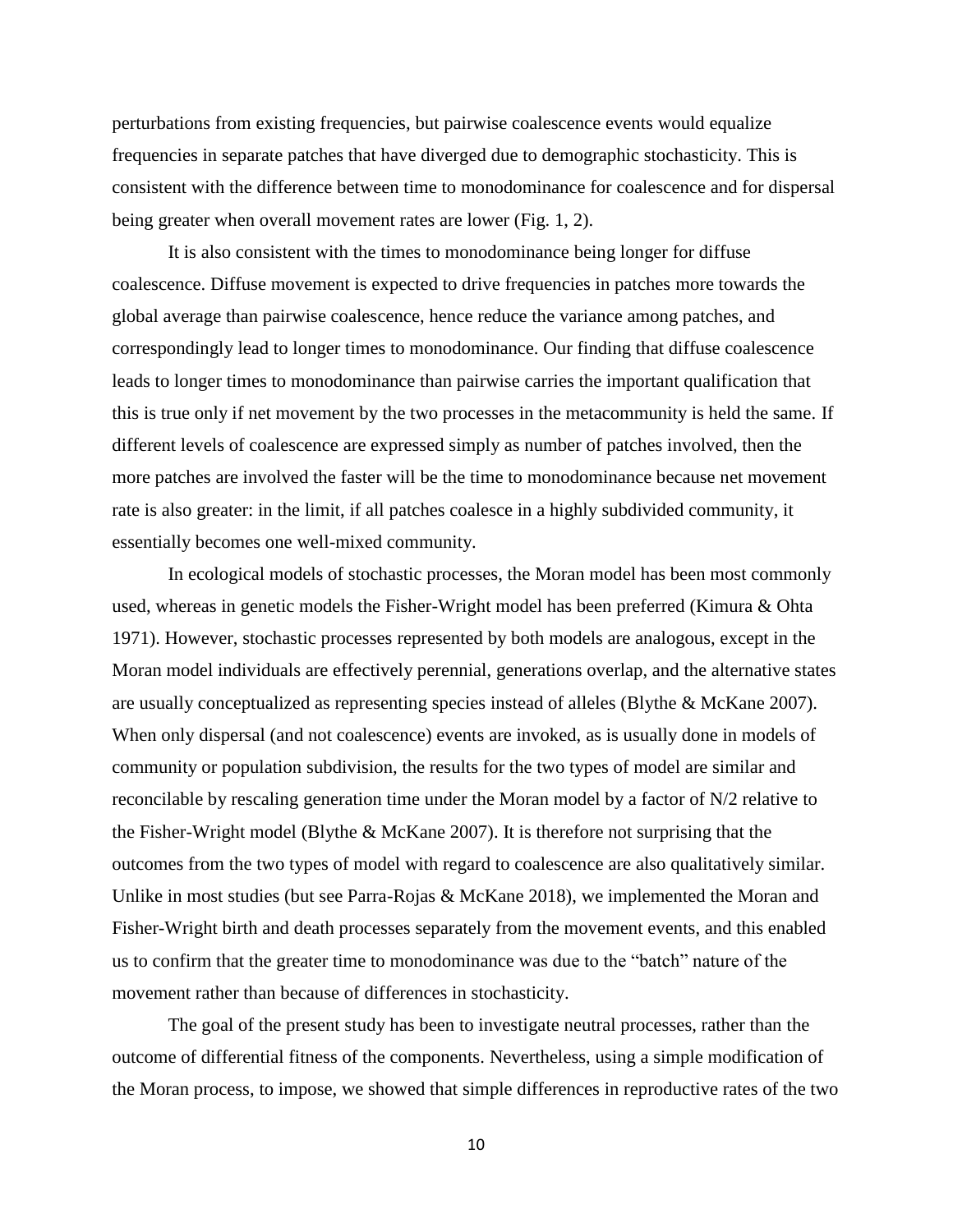perturbations from existing frequencies, but pairwise coalescence events would equalize frequencies in separate patches that have diverged due to demographic stochasticity. This is consistent with the difference between time to monodominance for coalescence and for dispersal being greater when overall movement rates are lower (Fig. 1, 2).

It is also consistent with the times to monodominance being longer for diffuse coalescence. Diffuse movement is expected to drive frequencies in patches more towards the global average than pairwise coalescence, hence reduce the variance among patches, and correspondingly lead to longer times to monodominance. Our finding that diffuse coalescence leads to longer times to monodominance than pairwise carries the important qualification that this is true only if net movement by the two processes in the metacommunity is held the same. If different levels of coalescence are expressed simply as number of patches involved, then the more patches are involved the faster will be the time to monodominance because net movement rate is also greater: in the limit, if all patches coalesce in a highly subdivided community, it essentially becomes one well-mixed community.

In ecological models of stochastic processes, the Moran model has been most commonly used, whereas in genetic models the Fisher-Wright model has been preferred (Kimura & Ohta 1971). However, stochastic processes represented by both models are analogous, except in the Moran model individuals are effectively perennial, generations overlap, and the alternative states are usually conceptualized as representing species instead of alleles (Blythe & McKane 2007). When only dispersal (and not coalescence) events are invoked, as is usually done in models of community or population subdivision, the results for the two types of model are similar and reconcilable by rescaling generation time under the Moran model by a factor of N/2 relative to the Fisher-Wright model (Blythe & McKane 2007). It is therefore not surprising that the outcomes from the two types of model with regard to coalescence are also qualitatively similar. Unlike in most studies (but see Parra-Rojas & McKane 2018), we implemented the Moran and Fisher-Wright birth and death processes separately from the movement events, and this enabled us to confirm that the greater time to monodominance was due to the "batch" nature of the movement rather than because of differences in stochasticity.

The goal of the present study has been to investigate neutral processes, rather than the outcome of differential fitness of the components. Nevertheless, using a simple modification of the Moran process, to impose, we showed that simple differences in reproductive rates of the two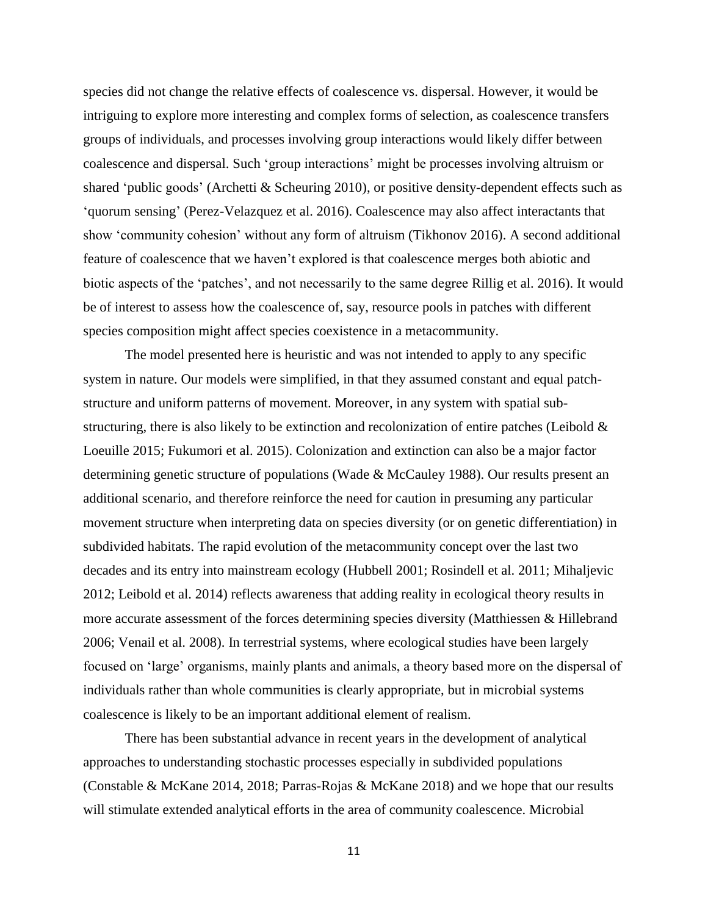species did not change the relative effects of coalescence vs. dispersal. However, it would be intriguing to explore more interesting and complex forms of selection, as coalescence transfers groups of individuals, and processes involving group interactions would likely differ between coalescence and dispersal. Such 'group interactions' might be processes involving altruism or shared 'public goods' (Archetti & Scheuring 2010), or positive density-dependent effects such as 'quorum sensing' (Perez-Velazquez et al. 2016). Coalescence may also affect interactants that show 'community cohesion' without any form of altruism (Tikhonov 2016). A second additional feature of coalescence that we haven't explored is that coalescence merges both abiotic and biotic aspects of the 'patches', and not necessarily to the same degree Rillig et al. 2016). It would be of interest to assess how the coalescence of, say, resource pools in patches with different species composition might affect species coexistence in a metacommunity.

The model presented here is heuristic and was not intended to apply to any specific system in nature. Our models were simplified, in that they assumed constant and equal patch-structure and uniform patterns of movement. Moreover, in any system with spatial sub-structuring, there is also likely to be extinction and recolonization of entire patches (Leibold & Loeuille 2015; Fukumori et al. 2015). Colonization and extinction can also be a major factor determining genetic structure of populations (Wade & McCauley 1988). Our results present an additional scenario, and therefore reinforce the need for caution in presuming any particular movement structure when interpreting data on species diversity (or on genetic differentiation) in subdivided habitats. The rapid evolution of the metacommunity concept over the last two decades and its entry into mainstream ecology (Hubbell 2001; Rosindell et al. 2011; Mihaljevic 2012; Leibold et al. 2014) reflects awareness that adding reality in ecological theory results in more accurate assessment of the forces determining species diversity (Matthiessen & Hillebrand 2006; Venail et al. 2008). In terrestrial systems, where ecological studies have been largely focused on 'large' organisms, mainly plants and animals, a theory based more on the dispersal of individuals rather than whole communities is clearly appropriate, but in microbial systems coalescence is likely to be an important additional element of realism.

There has been substantial advance in recent years in the development of analytical approaches to understanding stochastic processes especially in subdivided populations (Constable & McKane 2014, 2018; Parras-Rojas & McKane 2018) and we hope that our results will stimulate extended analytical efforts in the area of community coalescence. Microbial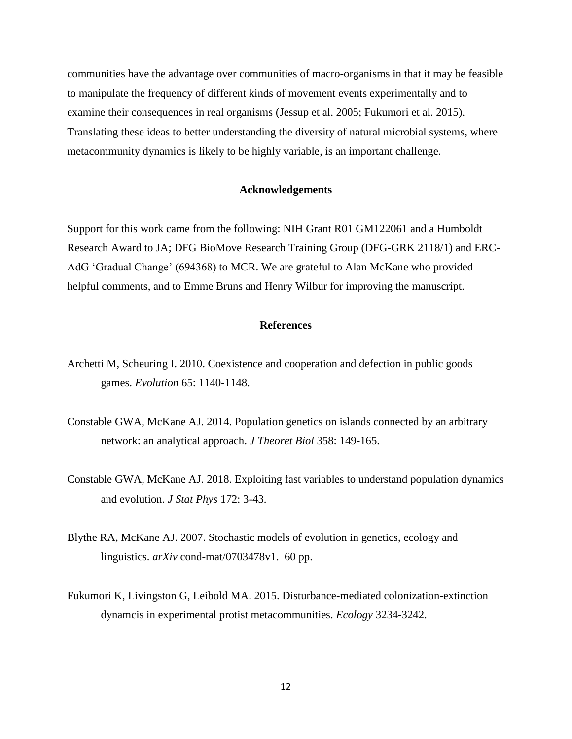communities have the advantage over communities of macro-organisms in that it may be feasible to manipulate the frequency of different kinds of movement events experimentally and to examine their consequences in real organisms (Jessup et al. 2005; Fukumori et al. 2015). Translating these ideas to better understanding the diversity of natural microbial systems, where metacommunity dynamics is likely to be highly variable, is an important challenge.

## Acknowledgements

Support for this work came from the following: NIH Grant R01 GM122061 and a Humboldt Research Award to JA; DFG BioMove Research Training Group (DFG-GRK 2118/1) and ERC-AdG 'Gradual Change' (694368) to MCR. We are grateful to Alan McKane who provided helpful comments, and to Emme Bruns and Henry Wilbur for improving the manuscript.

## References

Archetti M, Scheuring I. 2010. Coexistence and cooperation and defection in public goods games. *Evolution* 65: 1140-1148.

Constable GWA, McKane AJ. 2014. Population genetics on islands connected by an arbitrary network: an analytical approach. *J Theoret Biol* 358: 149-165.

Constable GWA, McKane AJ. 2018. Exploiting fast variables to understand population dynamics and evolution. *J Stat Phys* 172: 3-43.

Blythe RA, McKane AJ. 2007. Stochastic models of evolution in genetics, ecology and linguistics. *arXiv* cond-mat/0703478v1. 60 pp.

Fukumori K, Livingston G, Leibold MA. 2015. Disturbance-mediated colonization-extinction dynamcis in experimental protist metacommunities. *Ecology* 3234-3242.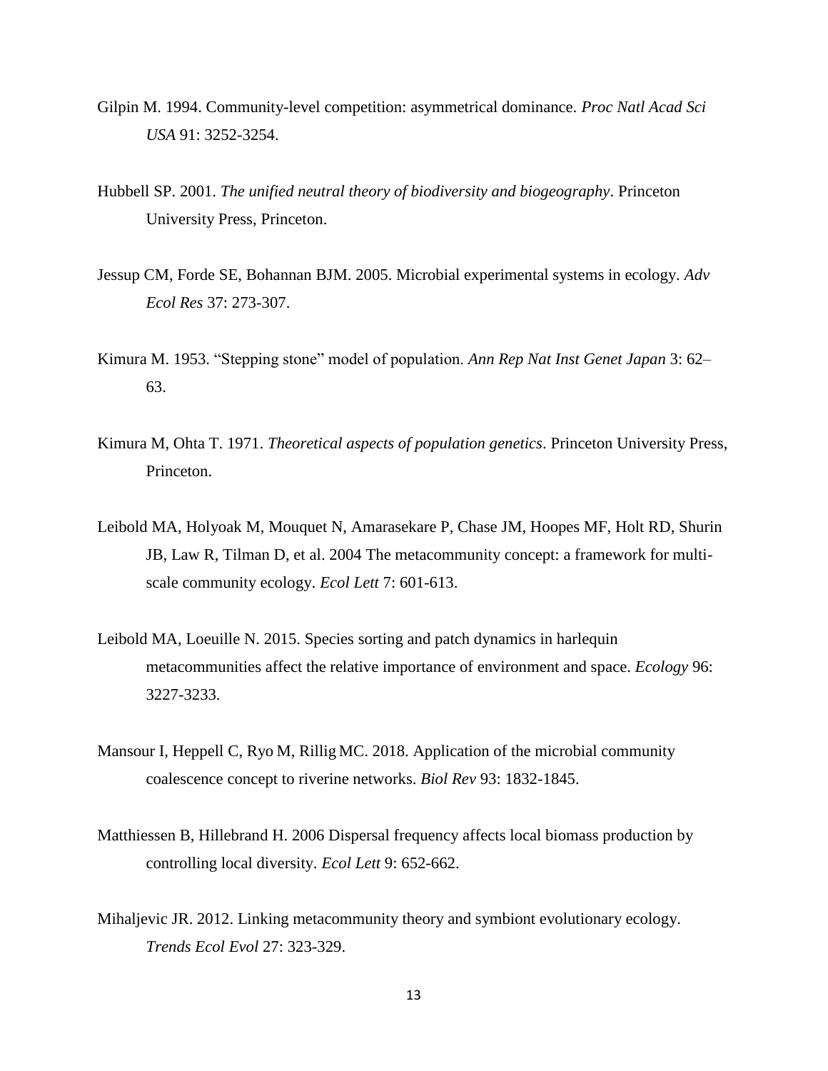Gilpin M. 1994. Community-level competition: asymmetrical dominance. *Proc Natl Acad Sci USA* 91: 3252-3254.

Hubbell SP. 2001. *The unified neutral theory of biodiversity and biogeography*. Princeton University Press, Princeton.

Jessup CM, Forde SE, Bohannan BJM. 2005. Microbial experimental systems in ecology. *Adv Ecol Res* 37: 273-307.

Kimura M. 1953. "Stepping stone" model of population. *Ann Rep Nat Inst Genet Japan* 3: 62–63.

Kimura M, Ohta T. 1971. *Theoretical aspects of population genetics*. Princeton University Press, Princeton.

Leibold MA, Holyoak M, Mouquet N, Amarasekare P, Chase JM, Hoopes MF, Holt RD, Shurin JB, Law R, Tilman D, et al. 2004 The metacommunity concept: a framework for multi-scale community ecology. *Ecol Lett* 7: 601-613.

Leibold MA, Loeuille N. 2015. Species sorting and patch dynamics in harlequin metacommunities affect the relative importance of environment and space. *Ecology* 96: 3227-3233.

Mansour I, Heppell C, Ryo M, Rillig MC. 2018. Application of the microbial community coalescence concept to riverine networks. *Biol Rev* 93: 1832-1845.

Matthiessen B, Hillebrand H. 2006 Dispersal frequency affects local biomass production by controlling local diversity. *Ecol Lett* 9: 652-662.

Mihaljevic JR. 2012. Linking metacommunity theory and symbiont evolutionary ecology. *Trends Ecol Evol* 27: 323-329.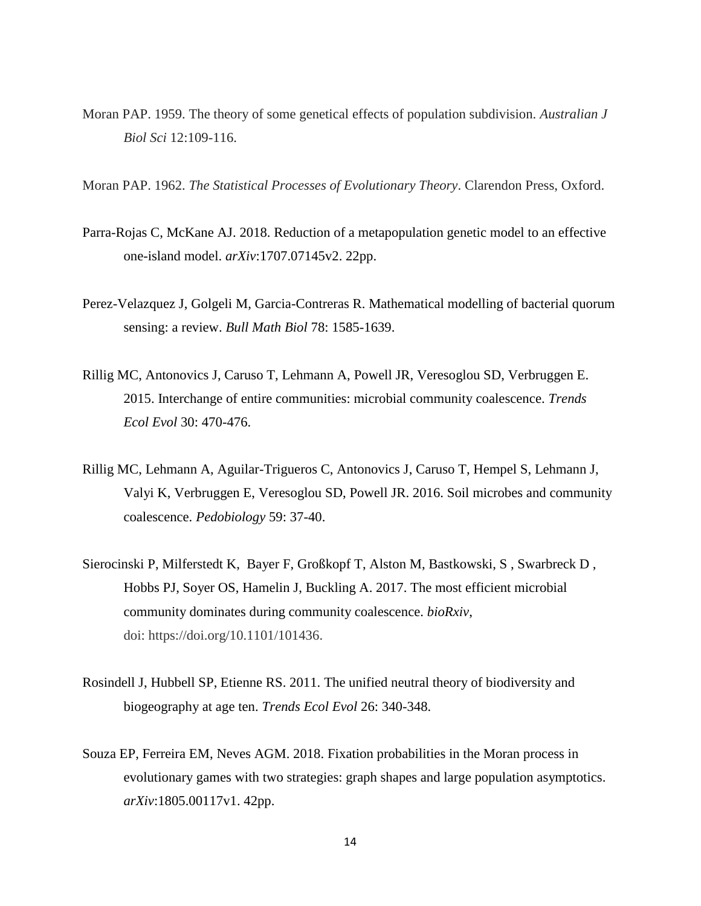Moran PAP. 1959. The theory of some genetical effects of population subdivision. *Australian J Biol Sci* 12:109-116.

Moran PAP. 1962. *The Statistical Processes of Evolutionary Theory*. Clarendon Press, Oxford.

Parra-Rojas C, McKane AJ. 2018. Reduction of a metapopulation genetic model to an effective one-island model. *arXiv*:1707.07145v2. 22pp.

Perez-Velazquez J, Golgeli M, Garcia-Contreras R. Mathematical modelling of bacterial quorum sensing: a review. *Bull Math Biol* 78: 1585-1639.

Rillig MC, Antonovics J, Caruso T, Lehmann A, Powell JR, Veresoglou SD, Verbruggen E. 2015. Interchange of entire communities: microbial community coalescence. *Trends Ecol Evol* 30: 470-476.

Rillig MC, Lehmann A, Aguilar-Trigueros C, Antonovics J, Caruso T, Hempel S, Lehmann J, Valyi K, Verbruggen E, Veresoglou SD, Powell JR. 2016. Soil microbes and community coalescence. *Pedobiology* 59: 37-40.

Sierocinski P, Milferstedt K, Bayer F, Großkopf T, Alston M, Bastkowski, S , Swarbreck D , Hobbs PJ, Soyer OS, Hamelin J, Buckling A. 2017. The most efficient microbial community dominates during community coalescence. *bioRxiv*, doi: https://doi.org/10.1101/101436.

Rosindell J, Hubbell SP, Etienne RS. 2011. The unified neutral theory of biodiversity and biogeography at age ten. *Trends Ecol Evol* 26: 340-348.

Souza EP, Ferreira EM, Neves AGM. 2018. Fixation probabilities in the Moran process in evolutionary games with two strategies: graph shapes and large population asymptotics. *arXiv*:1805.00117v1. 42pp.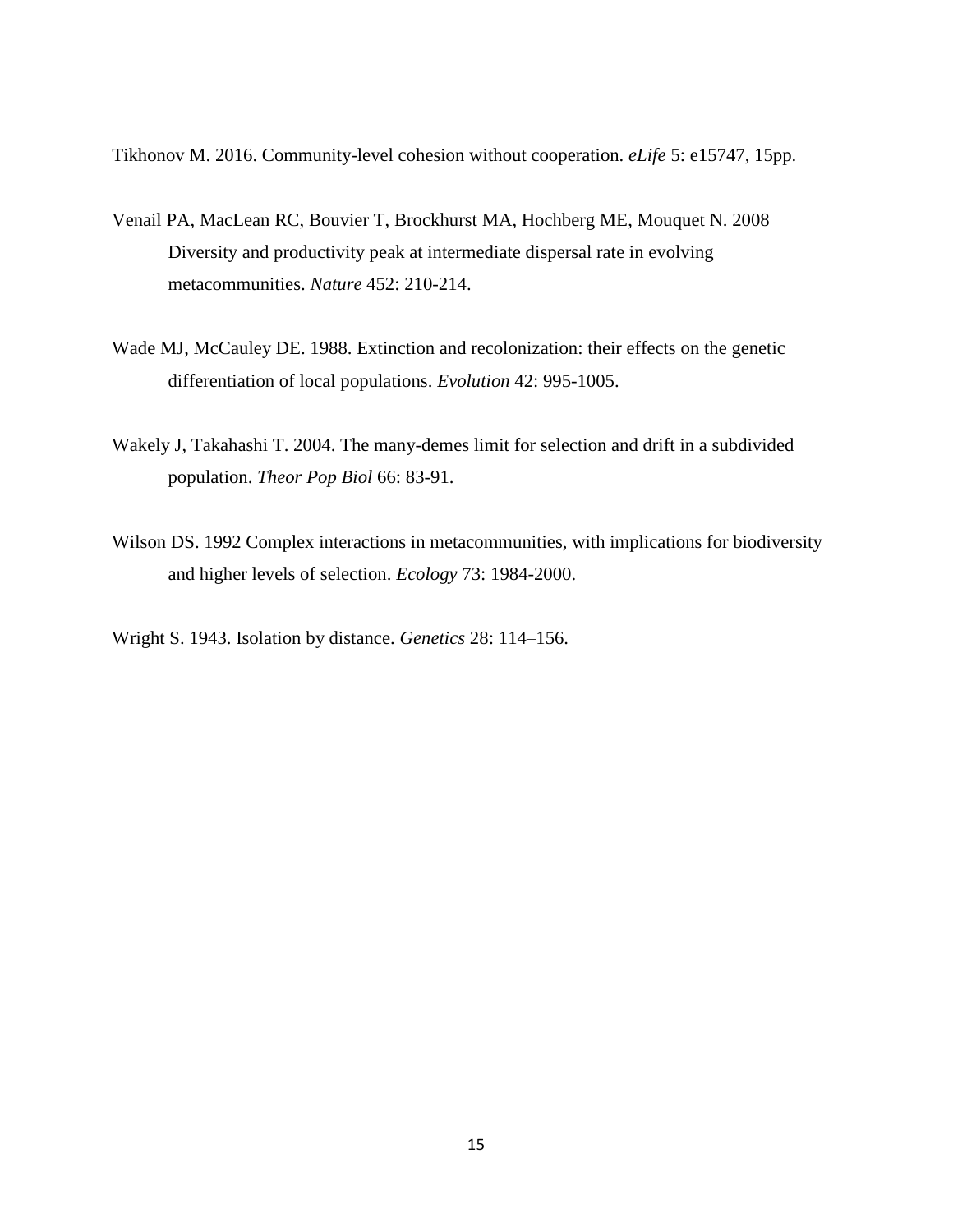Tikhonov M. 2016. Community-level cohesion without cooperation. *eLife* 5: e15747, 15pp.

Venail PA, MacLean RC, Bouvier T, Brockhurst MA, Hochberg ME, Mouquet N. 2008 Diversity and productivity peak at intermediate dispersal rate in evolving metacommunities. *Nature* 452: 210-214.

Wade MJ, McCauley DE. 1988. Extinction and recolonization: their effects on the genetic differentiation of local populations. *Evolution* 42: 995-1005.

Wakely J, Takahashi T. 2004. The many-demes limit for selection and drift in a subdivided population. *Theor Pop Biol* 66: 83-91.

Wilson DS. 1992 Complex interactions in metacommunities, with implications for biodiversity and higher levels of selection. *Ecology* 73: 1984-2000.

Wright S. 1943. Isolation by distance. *Genetics* 28: 114–156.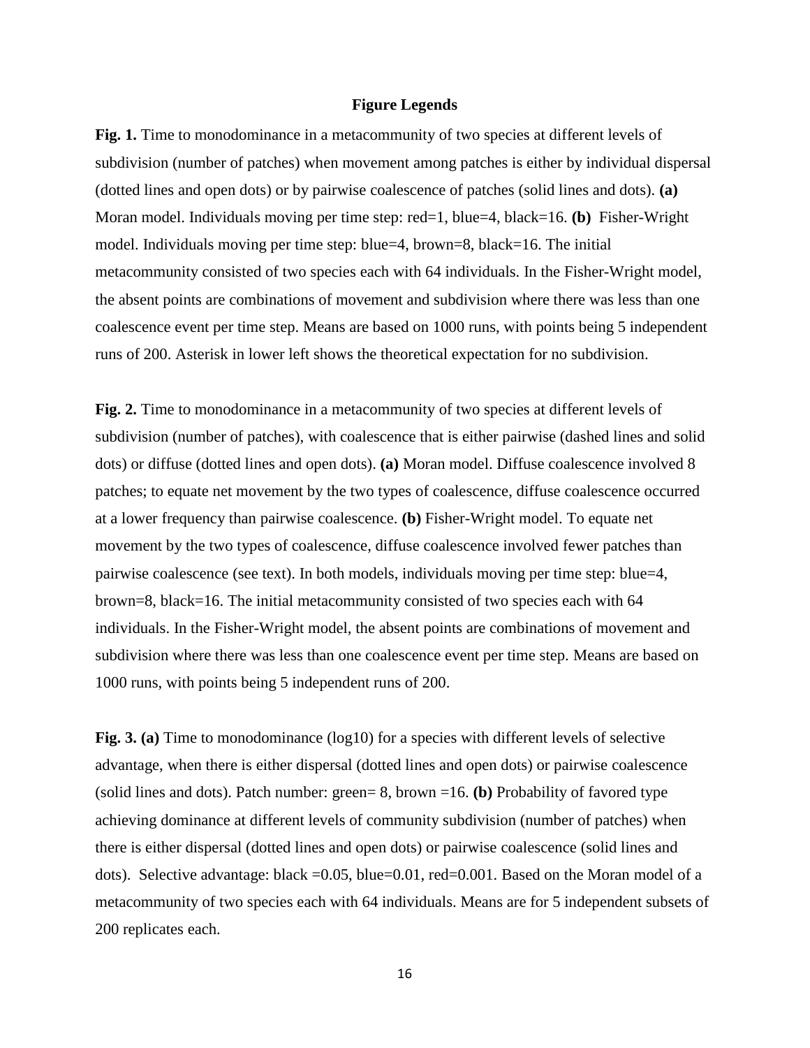## Figure Legends

**Fig. 1.** Time to monodominance in a metacommunity of two species at different levels of subdivision (number of patches) when movement among patches is either by individual dispersal (dotted lines and open dots) or by pairwise coalescence of patches (solid lines and dots). **(a)** Moran model. Individuals moving per time step: red=1, blue=4, black=16. **(b)** Fisher-Wright model. Individuals moving per time step: blue=4, brown=8, black=16. The initial metacommunity consisted of two species each with 64 individuals. In the Fisher-Wright model, the absent points are combinations of movement and subdivision where there was less than one coalescence event per time step. Means are based on 1000 runs, with points being 5 independent runs of 200. Asterisk in lower left shows the theoretical expectation for no subdivision.

**Fig. 2.** Time to monodominance in a metacommunity of two species at different levels of subdivision (number of patches), with coalescence that is either pairwise (dashed lines and solid dots) or diffuse (dotted lines and open dots). **(a)** Moran model. Diffuse coalescence involved 8 patches; to equate net movement by the two types of coalescence, diffuse coalescence occurred at a lower frequency than pairwise coalescence. **(b)** Fisher-Wright model. To equate net movement by the two types of coalescence, diffuse coalescence involved fewer patches than pairwise coalescence (see text). In both models, individuals moving per time step: blue=4, brown=8, black=16. The initial metacommunity consisted of two species each with 64 individuals. In the Fisher-Wright model, the absent points are combinations of movement and subdivision where there was less than one coalescence event per time step. Means are based on 1000 runs, with points being 5 independent runs of 200.

**Fig. 3. (a)** Time to monodominance (log10) for a species with different levels of selective advantage, when there is either dispersal (dotted lines and open dots) or pairwise coalescence (solid lines and dots). Patch number: green= 8, brown =16. **(b)** Probability of favored type achieving dominance at different levels of community subdivision (number of patches) when there is either dispersal (dotted lines and open dots) or pairwise coalescence (solid lines and dots). Selective advantage: black =0.05, blue=0.01, red=0.001. Based on the Moran model of a metacommunity of two species each with 64 individuals. Means are for 5 independent subsets of 200 replicates each.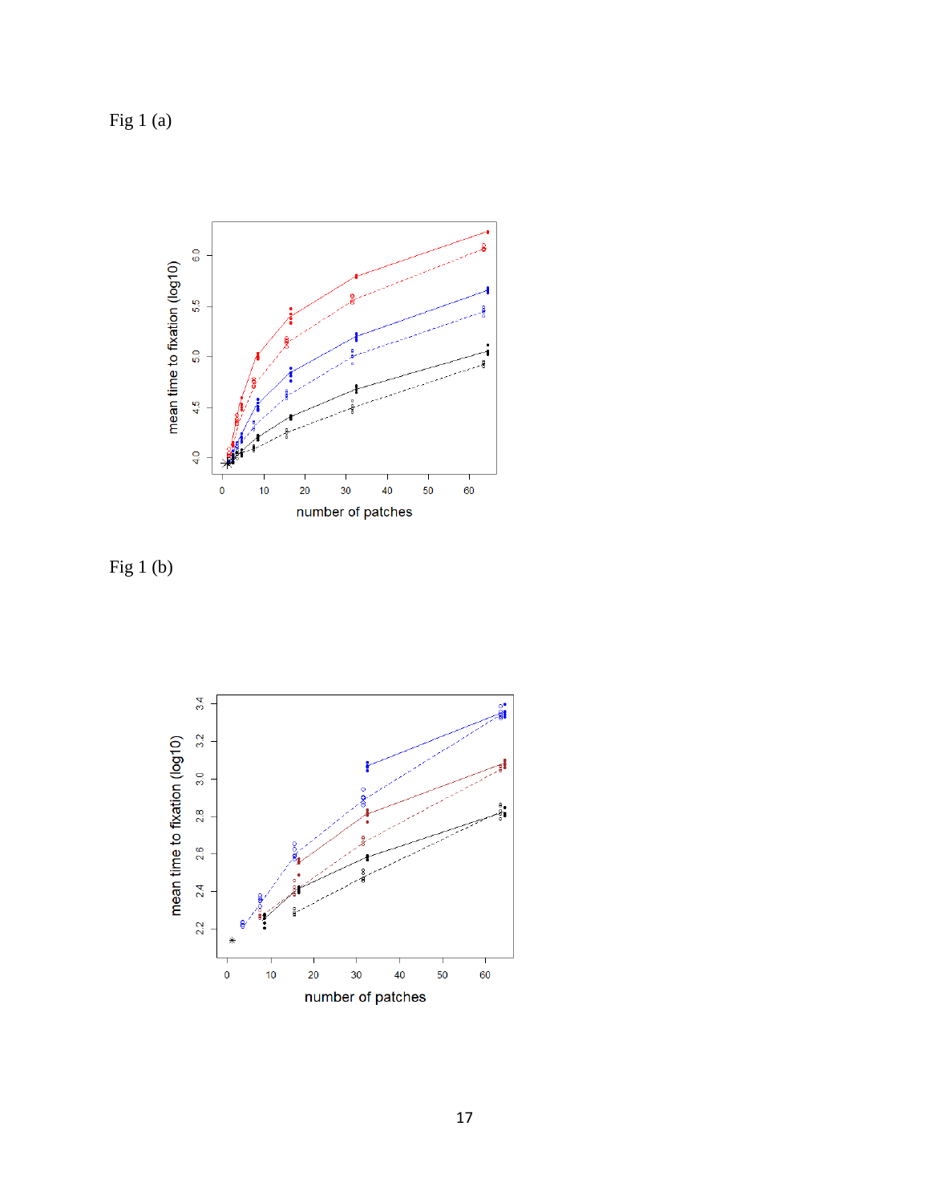Fig 1 (a)

Fig 1 (b)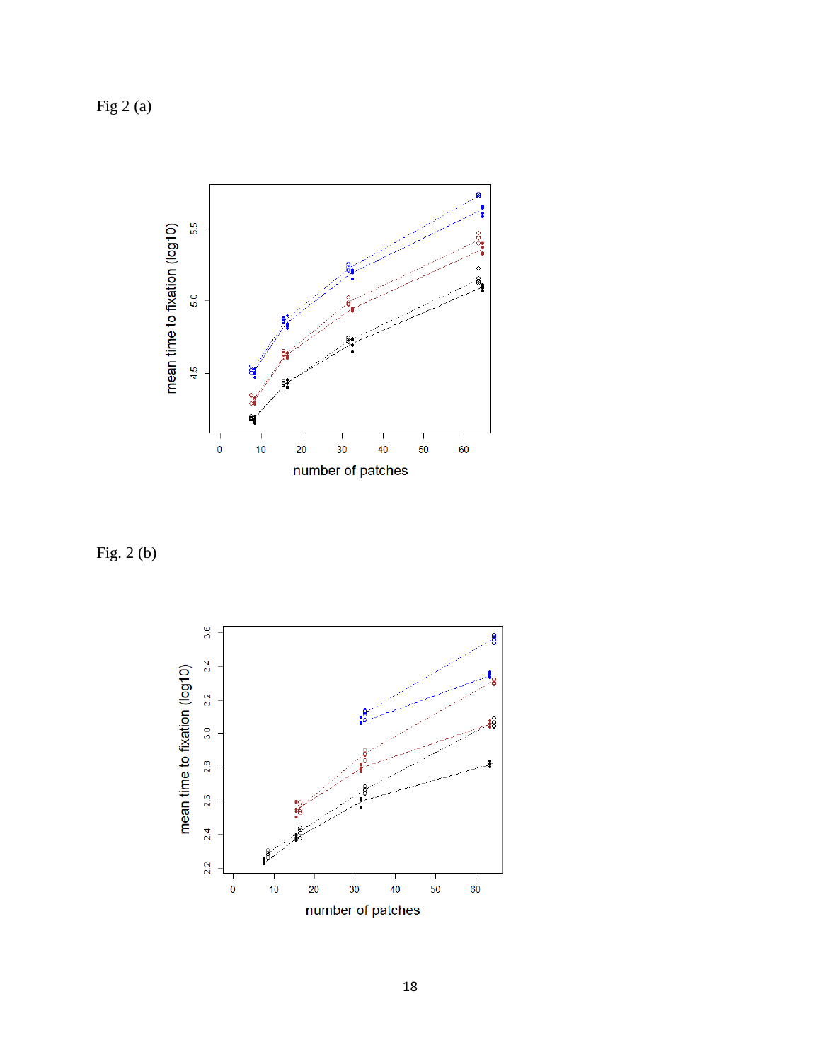Fig 2 (a)

Fig. 2 (b)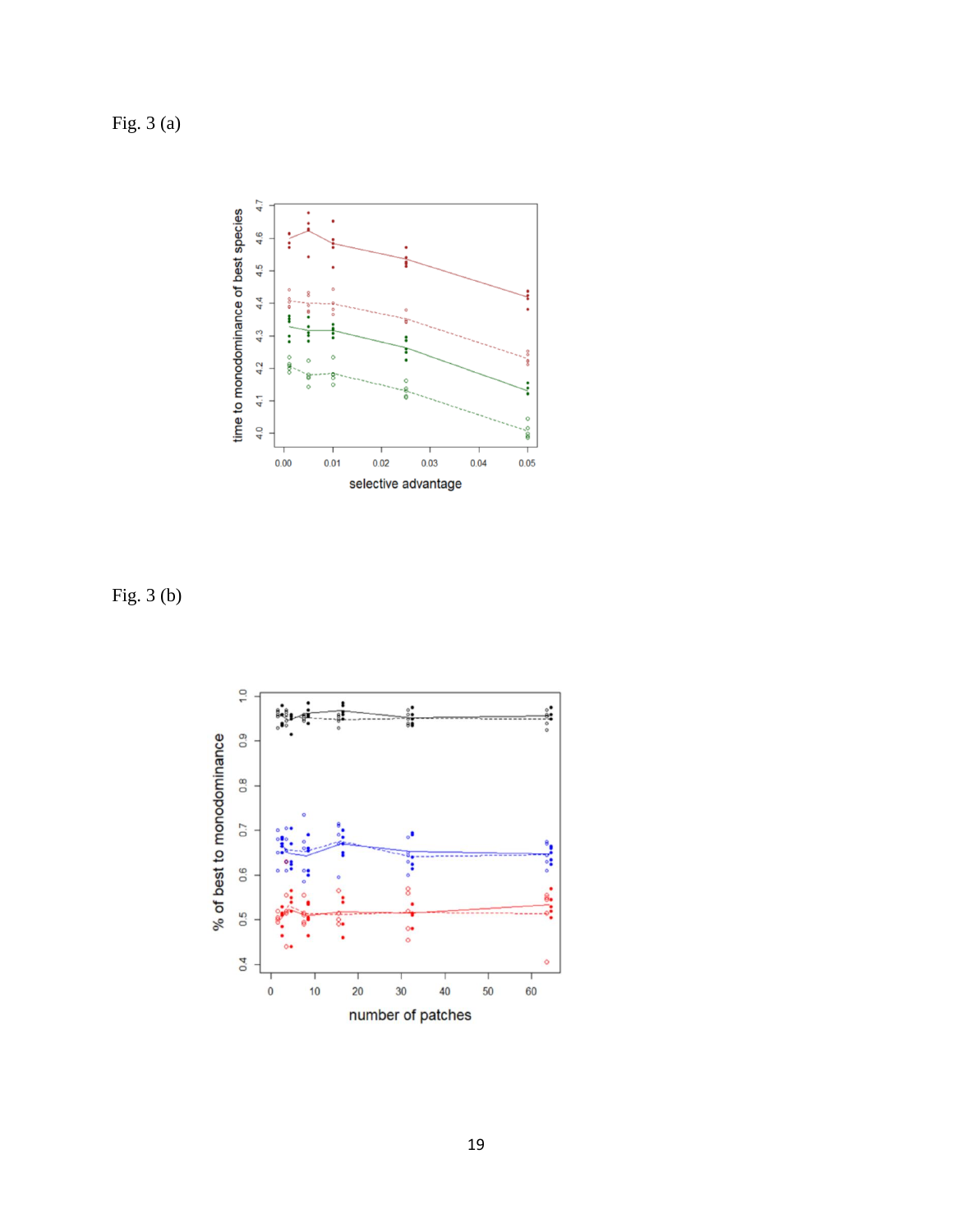Fig. 3 (a)

Fig. 3 (b)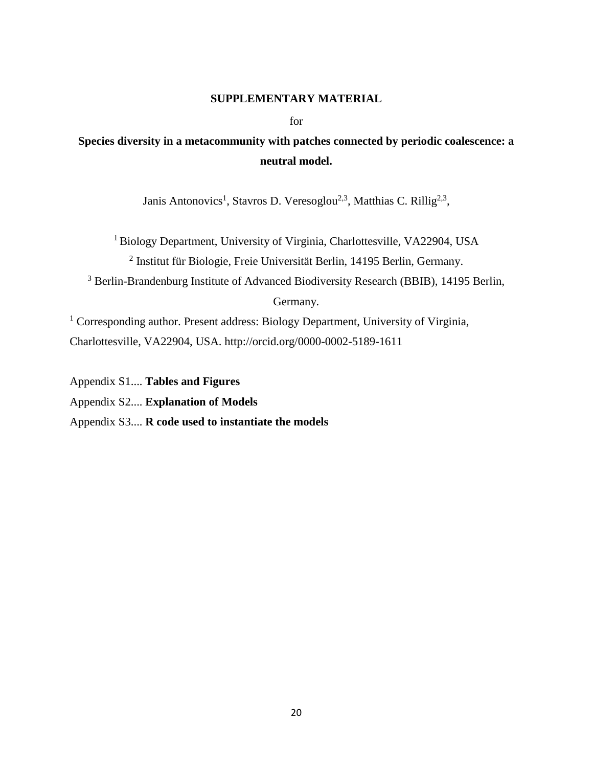**SUPPLEMENTARY MATERIAL**

for

# Species diversity in a metacommunity with patches connected by periodic coalescence: a neutral model.

Janis Antonovics[1], Stavros D. Veresoglou[2,3], Matthias C. Rillig[2,3],

[1] Biology Department, University of Virginia, Charlottesville, VA22904, USA

[2] Institut für Biologie, Freie Universität Berlin, 14195 Berlin, Germany.

[3] Berlin-Brandenburg Institute of Advanced Biodiversity Research (BBIB), 14195 Berlin, Germany.

[1] Corresponding author. Present address: Biology Department, University of Virginia, Charlottesville, VA22904, USA. http://orcid.org/0000-0002-5189-1611

Appendix S1.... **Tables and Figures**

Appendix S2.... **Explanation of Models**

Appendix S3.... **R code used to instantiate the models**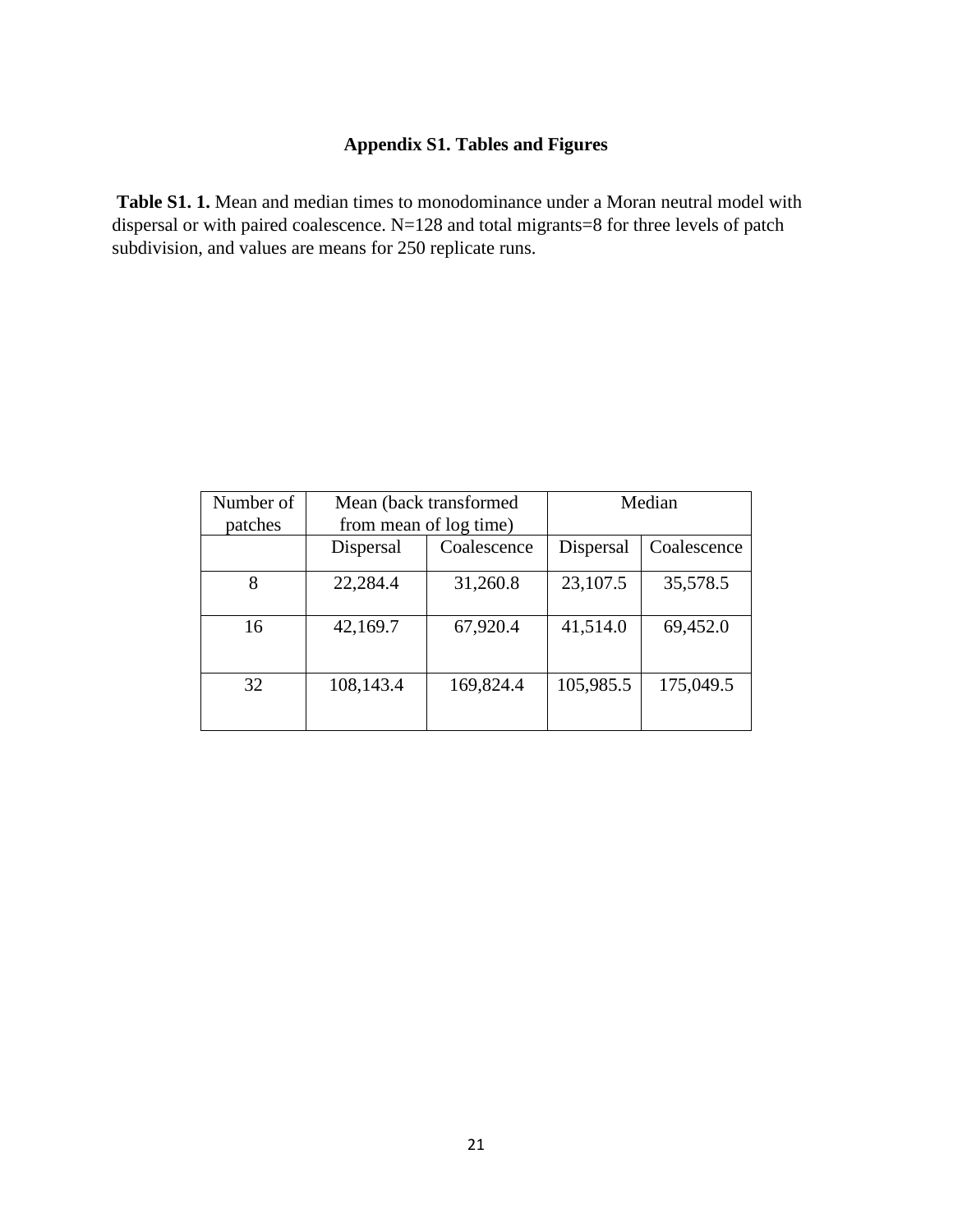# Appendix S1. Tables and Figures

**Table S1. 1.** Mean and median times to monodominance under a Moran neutral model with dispersal or with paired coalescence. N=128 and total migrants=8 for three levels of patch subdivision, and values are means for 250 replicate runs.

| Number of patches | Mean (back transformed from mean of log time) | | Median | |
|---|---|---|---|---|
| | Dispersal | Coalescence | Dispersal | Coalescence |
| 8 | 22,284.4 | 31,260.8 | 23,107.5 | 35,578.5 |
| 16 | 42,169.7 | 67,920.4 | 41,514.0 | 69,452.0 |
| 32 | 108,143.4 | 169,824.4 | 105,985.5 | 175,049.5 |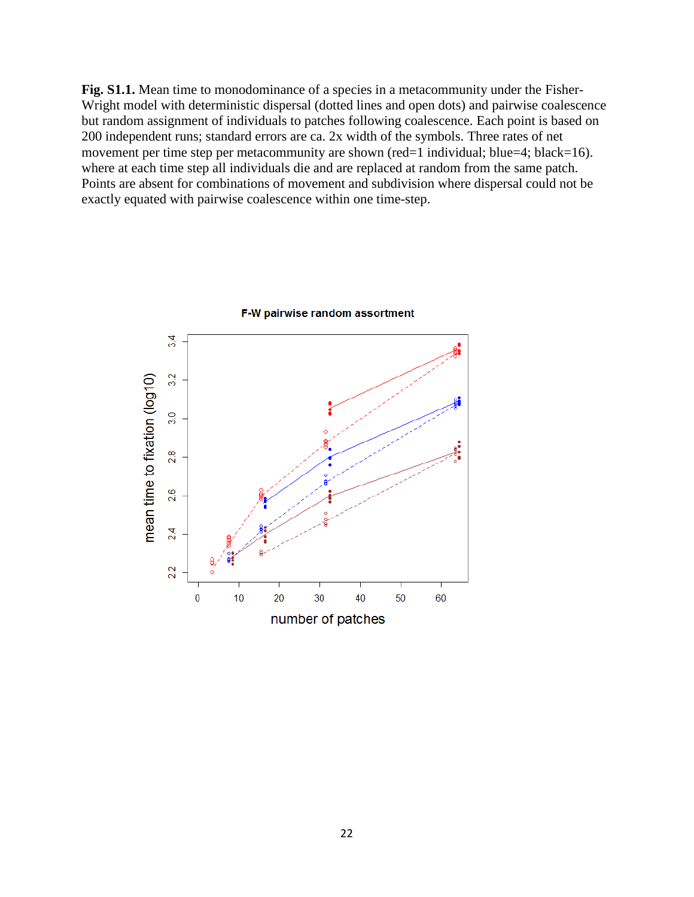**Fig. S1.1.** Mean time to monodominance of a species in a metacommunity under the Fisher-Wright model with deterministic dispersal (dotted lines and open dots) and pairwise coalescence but random assignment of individuals to patches following coalescence. Each point is based on 200 independent runs; standard errors are ca. 2x width of the symbols. Three rates of net movement per time step per metacommunity are shown (red=1 individual; blue=4; black=16). where at each time step all individuals die and are replaced at random from the same patch. Points are absent for combinations of movement and subdivision where dispersal could not be exactly equated with pairwise coalescence within one time-step.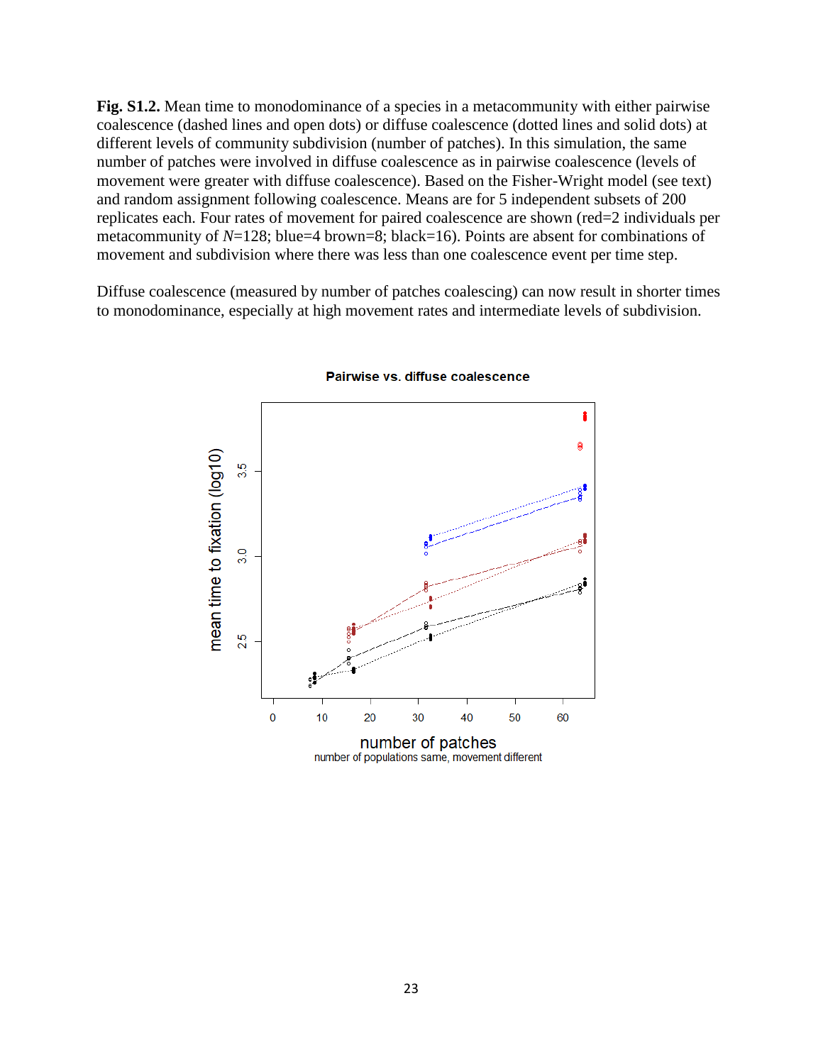**Fig. S1.2.** Mean time to monodominance of a species in a metacommunity with either pairwise coalescence (dashed lines and open dots) or diffuse coalescence (dotted lines and solid dots) at different levels of community subdivision (number of patches). In this simulation, the same number of patches were involved in diffuse coalescence as in pairwise coalescence (levels of movement were greater with diffuse coalescence). Based on the Fisher-Wright model (see text) and random assignment following coalescence. Means are for 5 independent subsets of 200 replicates each. Four rates of movement for paired coalescence are shown (red=2 individuals per metacommunity of $N$=128; blue=4 brown=8; black=16). Points are absent for combinations of movement and subdivision where there was less than one coalescence event per time step.

Diffuse coalescence (measured by number of patches coalescing) can now result in shorter times to monodominance, especially at high movement rates and intermediate levels of subdivision.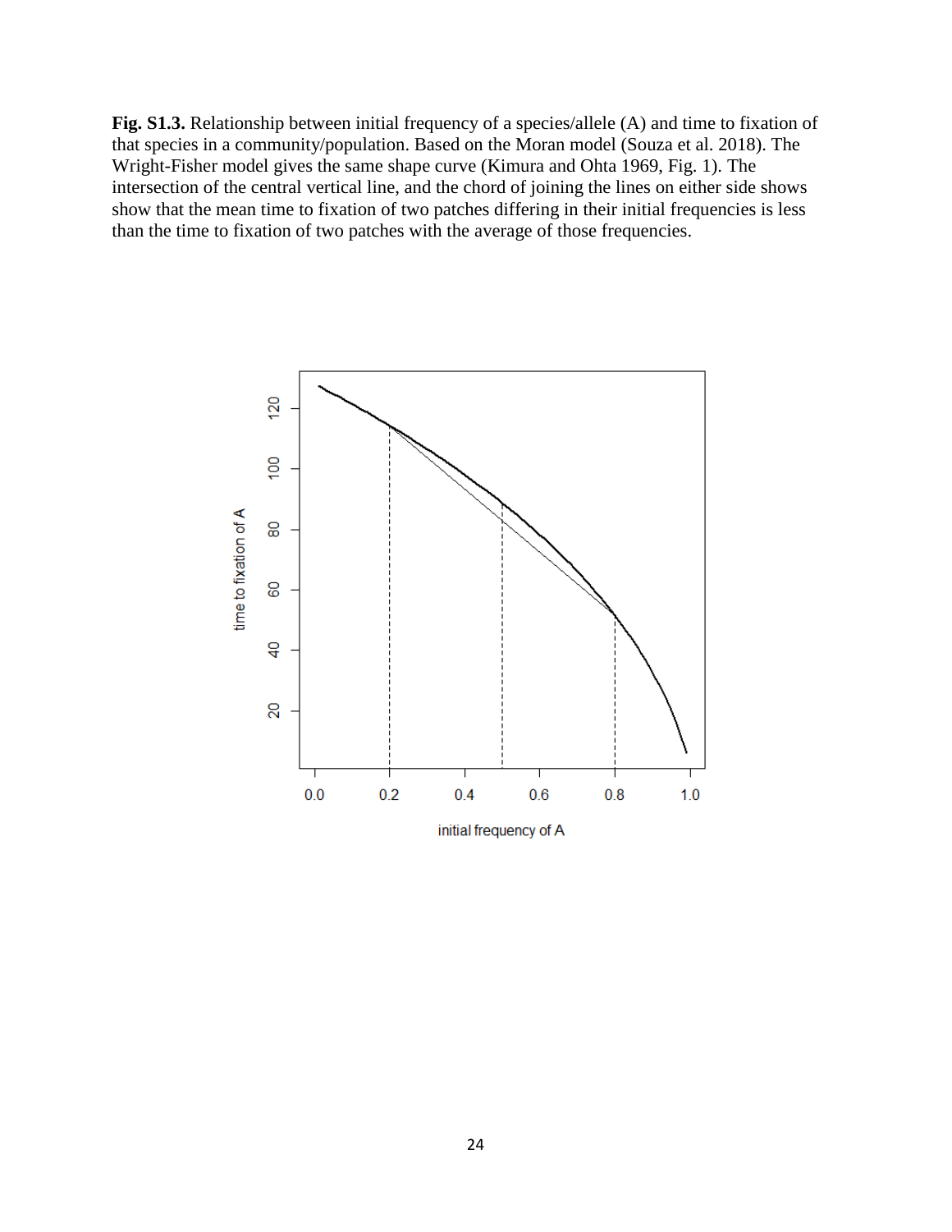**Fig. S1.3.** Relationship between initial frequency of a species/allele (A) and time to fixation of that species in a community/population. Based on the Moran model (Souza et al. 2018). The Wright-Fisher model gives the same shape curve (Kimura and Ohta 1969, Fig. 1). The intersection of the central vertical line, and the chord of joining the lines on either side shows show that the mean time to fixation of two patches differing in their initial frequencies is less than the time to fixation of two patches with the average of those frequencies.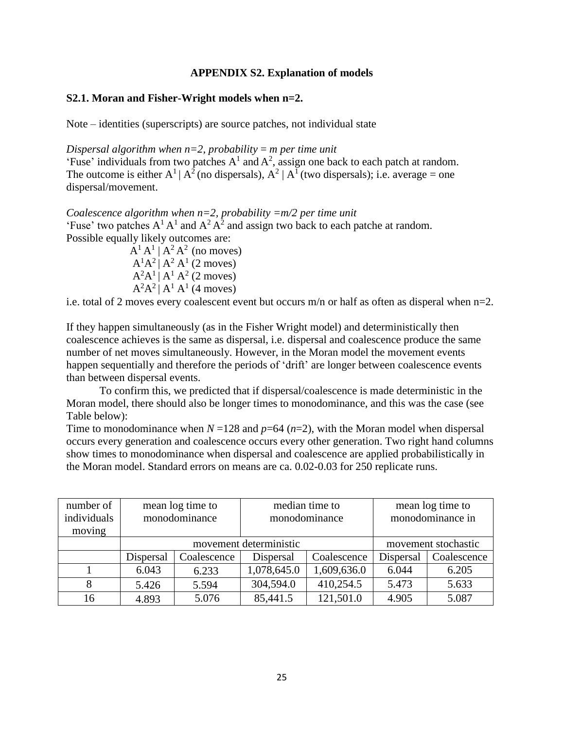**APPENDIX S2. Explanation of models**

**S2.1. Moran and Fisher-Wright models when n=2.**

Note – identities (superscripts) are source patches, not individual state

*Dispersal algorithm when n=2, probability = m per time unit*
'Fuse' individuals from two patches $A^1$ and $A^2$, assign one back to each patch at random. The outcome is either $A^1 | A^2$ (no dispersals), $A^2 | A^1$ (two dispersals); i.e. average = one dispersal/movement.

*Coalescence algorithm when n=2, probability =m/2 per time unit*
'Fuse' two patches $A^1 A^1$ and $A^2 A^2$ and assign two back to each patche at random. Possible equally likely outcomes are:

$A^1 A^1 | A^2 A^2$ (no moves)
$A^1A^2 | A^2 A^1$ (2 moves)
$A^2A^1 | A^1 A^2$ (2 moves)
$A^2A^2 | A^1 A^1$ (4 moves)

i.e. total of 2 moves every coalescent event but occurs m/n or half as often as disperal when n=2.

If they happen simultaneously (as in the Fisher Wright model) and deterministically then coalescence achieves is the same as dispersal, i.e. dispersal and coalescence produce the same number of net moves simultaneously. However, in the Moran model the movement events happen sequentially and therefore the periods of 'drift' are longer between coalescence events than between dispersal events.

To confirm this, we predicted that if dispersal/coalescence is made deterministic in the Moran model, there should also be longer times to monodominance, and this was the case (see Table below):

Time to monodominance when $N$ =128 and $p$=64 ($n$=2), with the Moran model when dispersal occurs every generation and coalescence occurs every other generation. Two right hand columns show times to monodominance when dispersal and coalescence are applied probabilistically in the Moran model. Standard errors on means are ca. 0.02-0.03 for 250 replicate runs.

| number of individuals moving | mean log time to monodominance | | median time to monodominance | | mean log time to monodominance in | |
|---|---|---|---|---|---|---|
| | movement deterministic | | | | movement stochastic | |
| | Dispersal | Coalescence | Dispersal | Coalescence | Dispersal | Coalescence |
| 1 | 6.043 | 6.233 | 1,078,645.0 | 1,609,636.0 | 6.044 | 6.205 |
| 8 | 5.426 | 5.594 | 304,594.0 | 410,254.5 | 5.473 | 5.633 |
| 16 | 4.893 | 5.076 | 85,441.5 | 121,501.0 | 4.905 | 5.087 |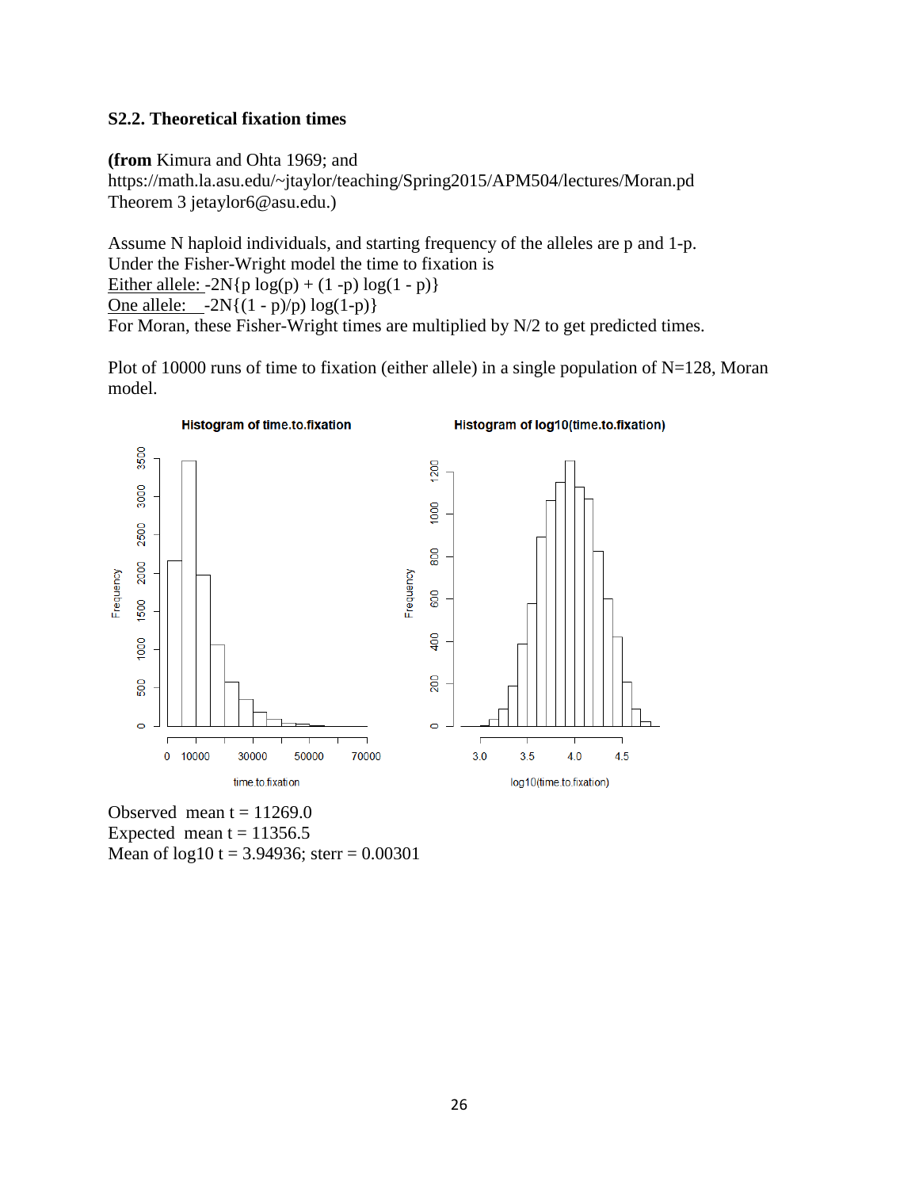### S2.2. Theoretical fixation times

**(from** Kimura and Ohta 1969; and
https://math.la.asu.edu/~jtaylor/teaching/Spring2015/APM504/lectures/Moran.pd
Theorem 3 jetaylor6@asu.edu.)

Assume N haploid individuals, and starting frequency of the alleles are p and 1-p.
Under the Fisher-Wright model the time to fixation is
Either allele: $-2N\{p \log(p) + (1 - p) \log(1 - p)\}$
One allele: $-2N\{(1 - p)/p) \log(1-p)\}$
For Moran, these Fisher-Wright times are multiplied by N/2 to get predicted times.

Plot of 10000 runs of time to fixation (either allele) in a single population of N=128, Moran model.

Observed mean t = 11269.0
Expected mean t = 11356.5
Mean of log10 t = 3.94936; sterr = 0.00301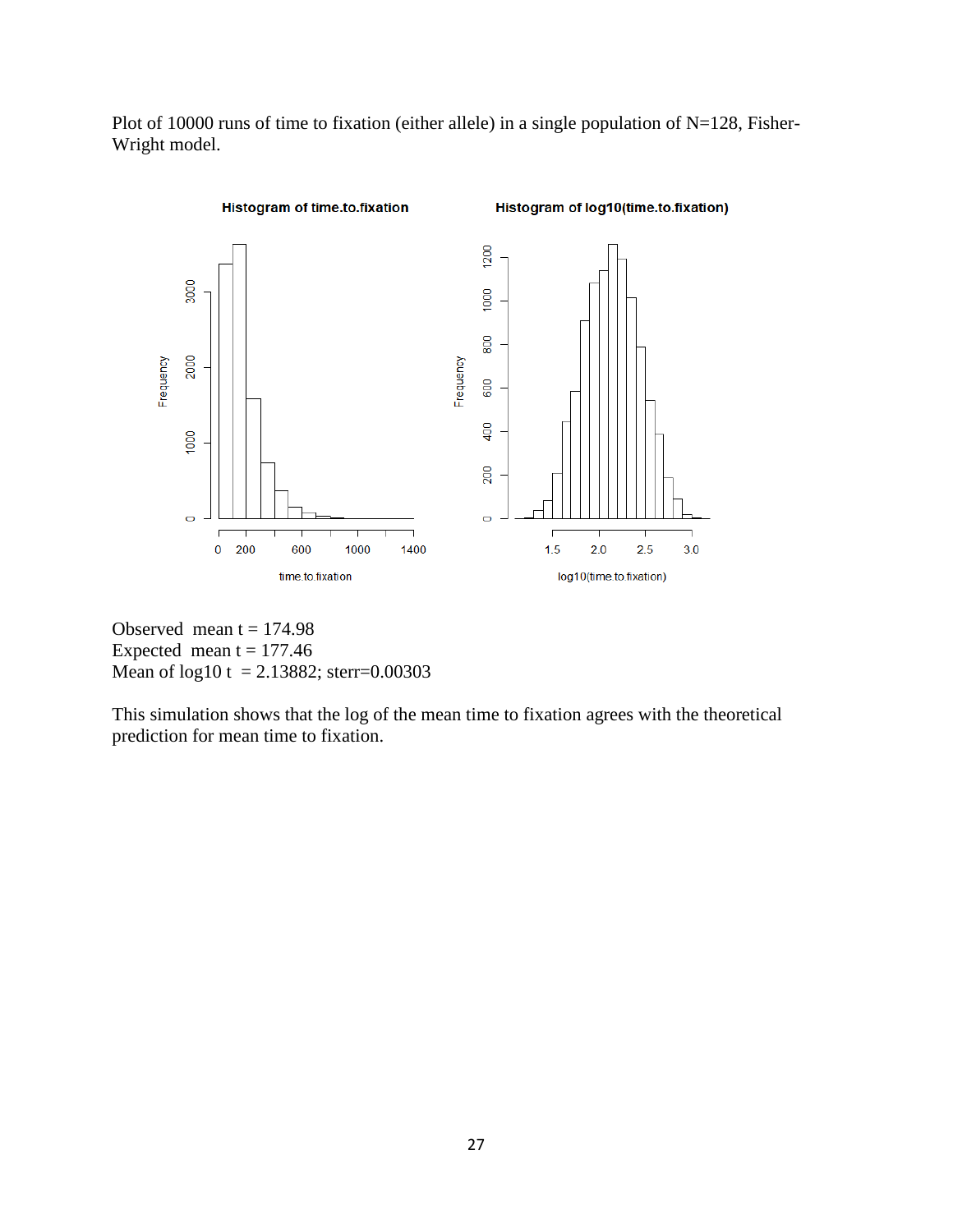Plot of 10000 runs of time to fixation (either allele) in a single population of N=128, Fisher-Wright model.

Observed mean t = 174.98
Expected mean t = 177.46
Mean of log10 t = 2.13882; sterr=0.00303

This simulation shows that the log of the mean time to fixation agrees with the theoretical prediction for mean time to fixation.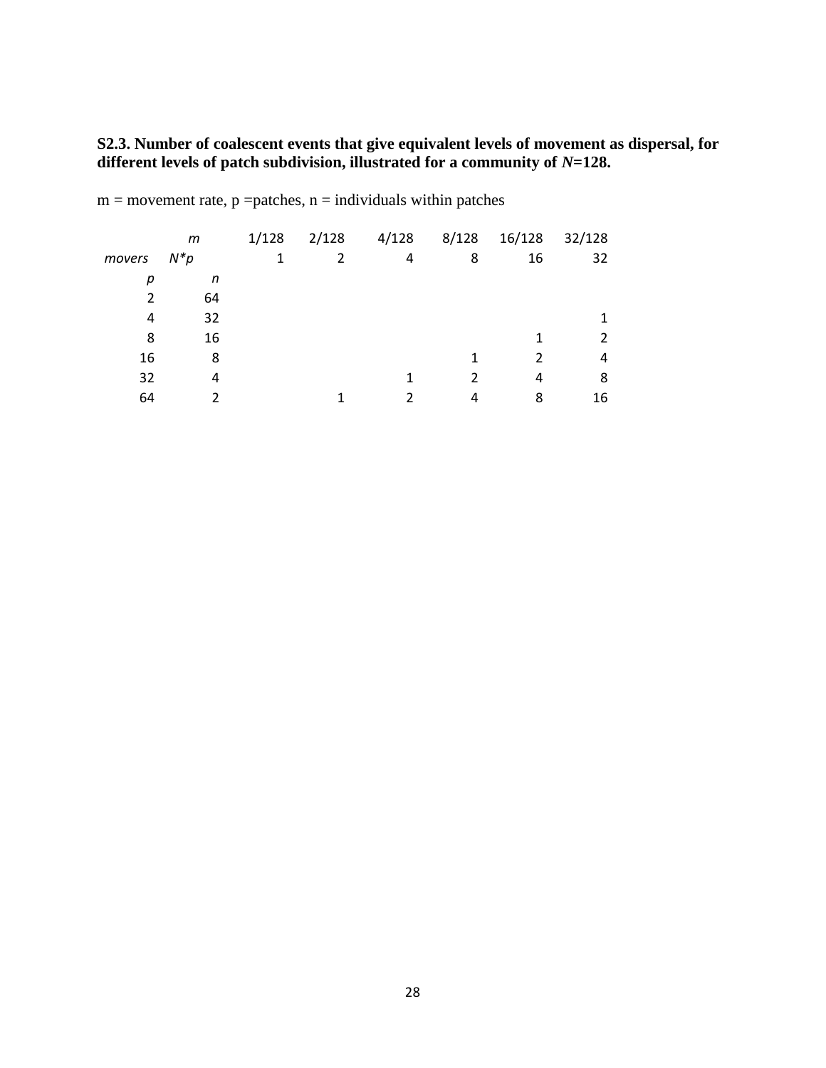**S2.3. Number of coalescent events that give equivalent levels of movement as dispersal, for different levels of patch subdivision, illustrated for a community of *N*=128.**

m = movement rate, p =patches, n = individuals within patches

| | *m* | 1/128 | 2/128 | 4/128 | 8/128 | 16/128 | 32/128 |
|---|---|---|---|---|---|---|---|
| *movers* | *N\*p* | 1 | 2 | 4 | 8 | 16 | 32 |
| *p* | *n* | | | | | | |
| 2 | 64 | | | | | | |
| 4 | 32 | | | | | | 1 |
| 8 | 16 | | | | | 1 | 2 |
| 16 | 8 | | | | 1 | 2 | 4 |
| 32 | 4 | | | 1 | 2 | 4 | 8 |
| 64 | 2 | | 1 | 2 | 4 | 8 | 16 |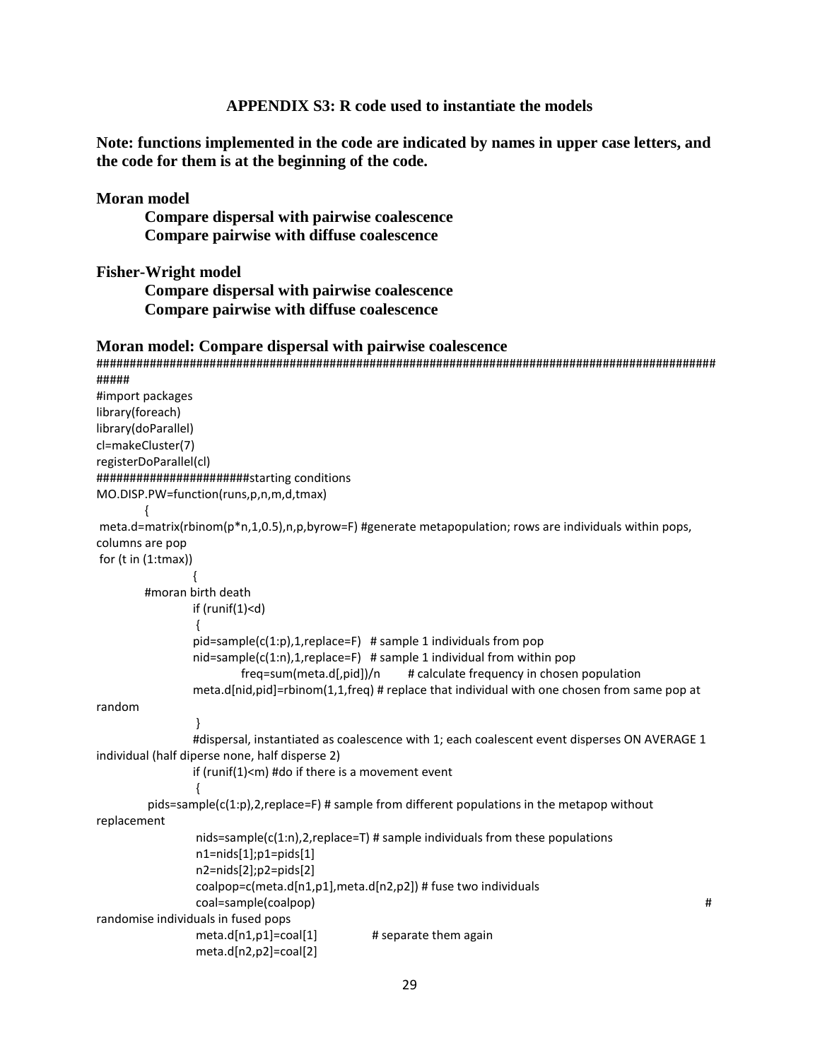## APPENDIX S3: R code used to instantiate the models

**Note: functions implemented in the code are indicated by names in upper case letters, and the code for them is at the beginning of the code.**

**Moran model**

- **Compare dispersal with pairwise coalescence**
- **Compare pairwise with diffuse coalescence**

**Fisher-Wright model**

- **Compare dispersal with pairwise coalescence**
- **Compare pairwise with diffuse coalescence**

### Moran model: Compare dispersal with pairwise coalescence

```
#####################################################################################################
#import packages
library(foreach)
library(doParallel)
cl=makeCluster(7)
registerDoParallel(cl)
#######################starting conditions
MO.DISP.PW=function(runs,p,n,m,d,tmax)
        {
 meta.d=matrix(rbinom(p*n,1,0.5),n,p,byrow=F) #generate metapopulation; rows are individuals within pops, columns are pop
 for (t in (1:tmax))
                {
        #moran birth death
                if (runif(1)<d)
                 {
                pid=sample(c(1:p),1,replace=F)   # sample 1 individuals from pop
                nid=sample(c(1:n),1,replace=F)   # sample 1 individual from within pop
                        freq=sum(meta.d[,pid])/n        # calculate frequency in chosen population
                meta.d[nid,pid]=rbinom(1,1,freq) # replace that individual with one chosen from same pop at random
                 }
                #dispersal, instantiated as coalescence with 1; each coalescent event disperses ON AVERAGE 1 individual (half diperse none, half disperse 2)
                if (runif(1)<m) #do if there is a movement event
                 {
         pids=sample(c(1:p),2,replace=F) # sample from different populations in the metapop without replacement
                 nids=sample(c(1:n),2,replace=T) # sample individuals from these populations
                 n1=nids[1];p1=pids[1]
                 n2=nids[2];p2=pids[2]
                 coalpop=c(meta.d[n1,p1],meta.d[n2,p2]) # fuse two individuals
                 coal=sample(coalpop)                                                                  # randomise individuals in fused pops
                 meta.d[n1,p1]=coal[1]              # separate them again
                 meta.d[n2,p2]=coal[2]
```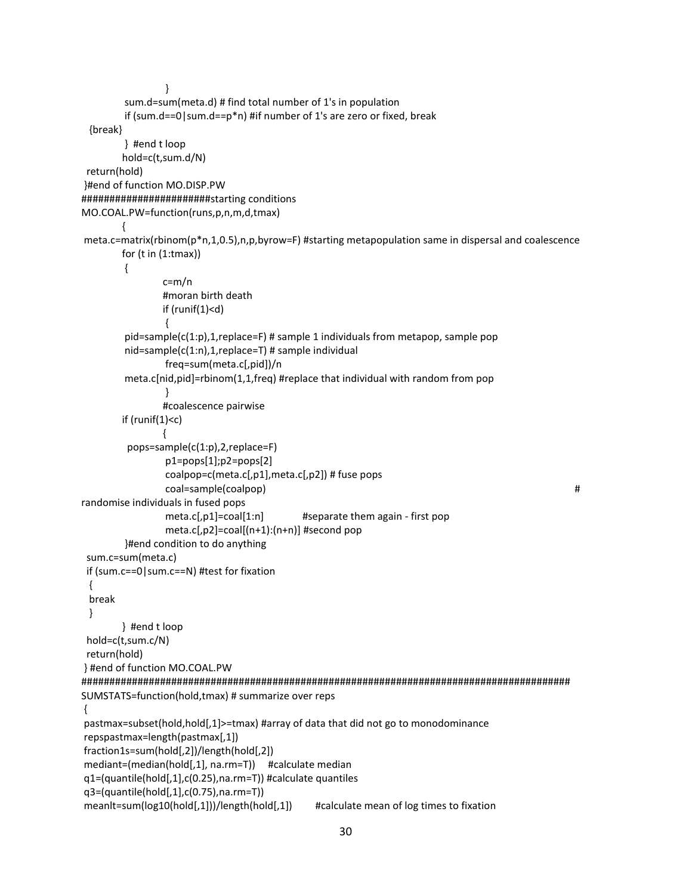```
                    }
            sum.d=sum(meta.d) # find total number of 1's in population
            if (sum.d==0|sum.d==p*n) #if number of 1's are zero or fixed, break
  {break}
            }  #end t loop
           hold=c(t,sum.d/N)
  return(hold)
 }#end of function MO.DISP.PW
######################starting conditions
MO.COAL.PW=function(runs,p,n,m,d,tmax)
           {
 meta.c=matrix(rbinom(p*n,1,0.5),n,p,byrow=F) #starting metapopulation same in dispersal and coalescence
           for (t in (1:tmax))
            {
                     c=m/n
                     #moran birth death
                     if (runif(1)<d)
                      {
            pid=sample(c(1:p),1,replace=F) # sample 1 individuals from metapop, sample pop
            nid=sample(c(1:n),1,replace=T) # sample individual
                      freq=sum(meta.c[,pid])/n
            meta.c[nid,pid]=rbinom(1,1,freq) #replace that individual with random from pop
                      }
                     #coalescence pairwise
           if (runif(1)<c)
                     {
             pops=sample(c(1:p),2,replace=F)
                      p1=pops[1];p2=pops[2]
                      coalpop=c(meta.c[,p1],meta.c[,p2]) # fuse pops
                      coal=sample(coalpop)                                                  #
randomise individuals in fused pops
                      meta.c[,p1]=coal[1:n]            #separate them again - first pop
                      meta.c[,p2]=coal[(n+1):(n+n)] #second pop
            }#end condition to do anything
  sum.c=sum(meta.c)
  if (sum.c==0|sum.c==N) #test for fixation
  {
   break
  }
           }  #end t loop
  hold=c(t,sum.c/N)
  return(hold)
 } #end of function MO.COAL.PW
##########################################################################################
SUMSTATS=function(hold,tmax) # summarize over reps
 {
 pastmax=subset(hold,hold[,1]>=tmax) #array of data that did not go to monodominance
 repspastmax=length(pastmax[,1])
 fraction1s=sum(hold[,2])/length(hold[,2])
 mediant=(median(hold[,1], na.rm=T))    #calculate median
 q1=(quantile(hold[,1],c(0.25),na.rm=T)) #calculate quantiles
 q3=(quantile(hold[,1],c(0.75),na.rm=T))
 meanlt=sum(log10(hold[,1]))/length(hold[,1])       #calculate mean of log times to fixation
```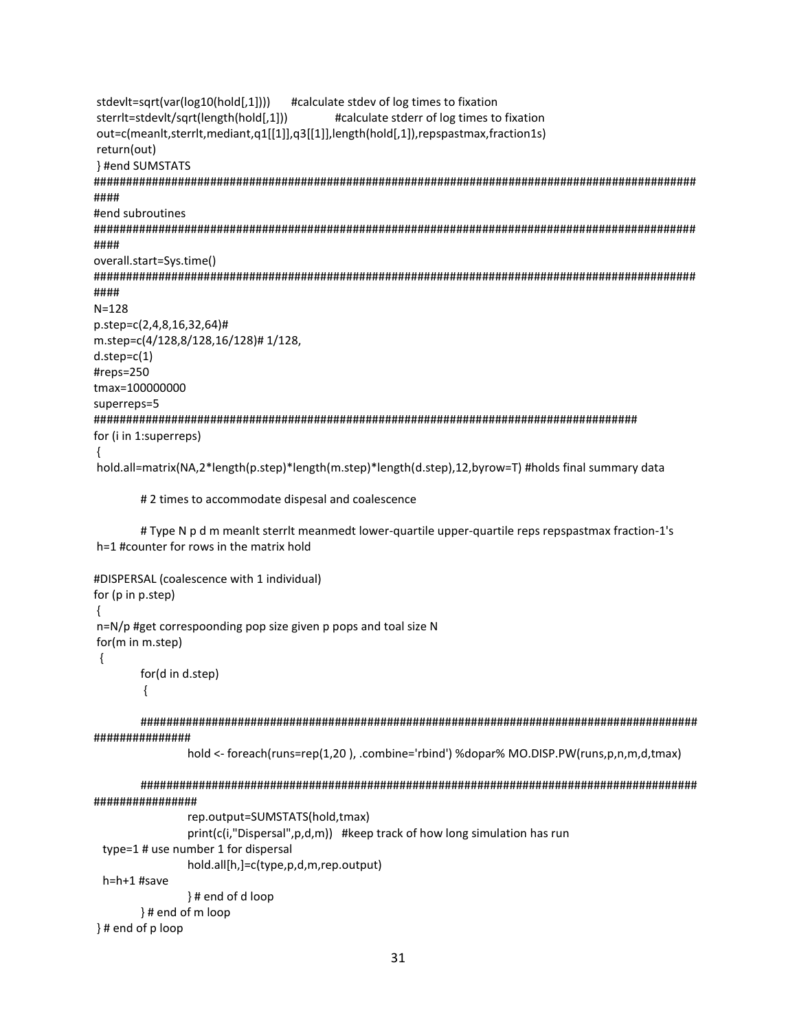```
 stdevlt=sqrt(var(log10(hold[,1])))      #calculate stdev of log times to fixation
 sterrlt=stdevlt/sqrt(length(hold[,1]))              #calculate stderr of log times to fixation
 out=c(meanlt,sterrlt,mediant,q1[[1]],q3[[1]],length(hold[,1]),repspastmax,fraction1s)
 return(out)
 } #end SUMSTATS
####################################################################################################
####
#end subroutines
####################################################################################################
####
overall.start=Sys.time()
####################################################################################################
####
N=128
p.step=c(2,4,8,16,32,64)#
m.step=c(4/128,8/128,16/128)# 1/128,
d.step=c(1)
#reps=250
tmax=100000000
superreps=5
########################################################################################
for (i in 1:superreps)
 {
 hold.all=matrix(NA,2*length(p.step)*length(m.step)*length(d.step),12,byrow=T) #holds final summary data

           # 2 times to accommodate dispesal and coalescence

           # Type N p d m meanlt sterrlt meanmedt lower-quartile upper-quartile reps repspastmax fraction-1's
 h=1 #counter for rows in the matrix hold

#DISPERSAL (coalescence with 1 individual)
for (p in p.step)
 {
 n=N/p #get correspoonding pop size given p pops and toal size N
 for(m in m.step)
  {
           for(d in d.step)
            {

           ###########################################################################################
###############
                      hold <- foreach(runs=rep(1,20 ), .combine='rbind') %dopar% MO.DISP.PW(runs,p,n,m,d,tmax)

           ###########################################################################################
################
                      rep.output=SUMSTATS(hold,tmax)
                      print(c(i,"Dispersal",p,d,m))   #keep track of how long simulation has run
  type=1 # use number 1 for dispersal
                      hold.all[h,]=c(type,p,d,m,rep.output)
  h=h+1 #save
                      } # end of d loop
           } # end of m loop
 } # end of p loop
```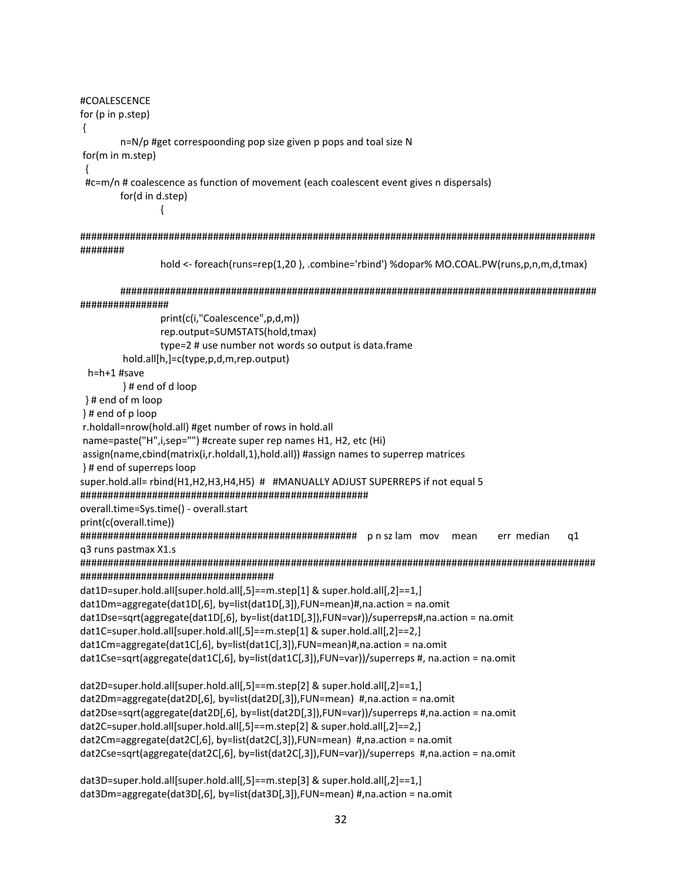```
#COALESCENCE
for (p in p.step)
 {
            n=N/p #get correspoonding pop size given p pops and toal size N
 for(m in m.step)
  {
  #c=m/n # coalescence as function of movement (each coalescent event gives n dispersals)
            for(d in d.step)
                        {

############################################################################################
########
                        hold <- foreach(runs=rep(1,20 ), .combine='rbind') %dopar% MO.COAL.PW(runs,p,n,m,d,tmax)

            ###########################################################################################
################
                        print(c(i,"Coalescence",p,d,m))
                        rep.output=SUMSTATS(hold,tmax)
                        type=2 # use number not words so output is data.frame
             hold.all[h,]=c(type,p,d,m,rep.output)
   h=h+1 #save
             } # end of d loop
  } # end of m loop
 } # end of p loop
 r.holdall=nrow(hold.all) #get number of rows in hold.all
 name=paste("H",i,sep="") #create super rep names H1, H2, etc (Hi)
 assign(name,cbind(matrix(i,r.holdall,1),hold.all)) #assign names to superrep matrices
 } # end of superreps loop
super.hold.all= rbind(H1,H2,H3,H4,H5)  #   #MANUALLY ADJUST SUPERREPS if not equal 5
####################################################
overall.time=Sys.time() - overall.start
print(c(overall.time))
##################################################   p n sz lam   mov     mean       err  median       q1
q3 runs pastmax X1.s
############################################################################################
###################################
dat1D=super.hold.all[super.hold.all[,5]==m.step[1] & super.hold.all[,2]==1,]
dat1Dm=aggregate(dat1D[,6], by=list(dat1D[,3]),FUN=mean)#,na.action = na.omit
dat1Dse=sqrt(aggregate(dat1D[,6], by=list(dat1D[,3]),FUN=var))/superreps#,na.action = na.omit
dat1C=super.hold.all[super.hold.all[,5]==m.step[1] & super.hold.all[,2]==2,]
dat1Cm=aggregate(dat1C[,6], by=list(dat1C[,3]),FUN=mean)#,na.action = na.omit
dat1Cse=sqrt(aggregate(dat1C[,6], by=list(dat1C[,3]),FUN=var))/superreps #, na.action = na.omit

dat2D=super.hold.all[super.hold.all[,5]==m.step[2] & super.hold.all[,2]==1,]
dat2Dm=aggregate(dat2D[,6], by=list(dat2D[,3]),FUN=mean)  #,na.action = na.omit
dat2Dse=sqrt(aggregate(dat2D[,6], by=list(dat2D[,3]),FUN=var))/superreps #,na.action = na.omit
dat2C=super.hold.all[super.hold.all[,5]==m.step[2] & super.hold.all[,2]==2,]
dat2Cm=aggregate(dat2C[,6], by=list(dat2C[,3]),FUN=mean)  #,na.action = na.omit
dat2Cse=sqrt(aggregate(dat2C[,6], by=list(dat2C[,3]),FUN=var))/superreps  #,na.action = na.omit

dat3D=super.hold.all[super.hold.all[,5]==m.step[3] & super.hold.all[,2]==1,]
dat3Dm=aggregate(dat3D[,6], by=list(dat3D[,3]),FUN=mean) #,na.action = na.omit
```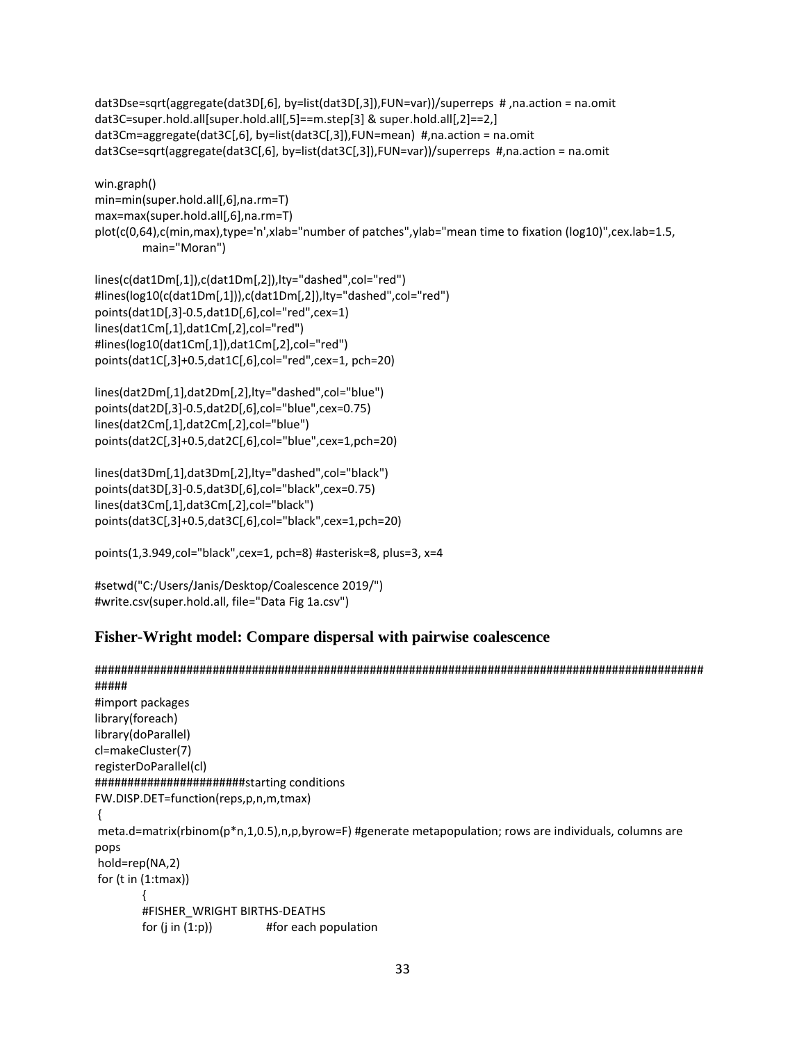```
dat3Dse=sqrt(aggregate(dat3D[,6], by=list(dat3D[,3]),FUN=var))/superreps # ,na.action = na.omit
dat3C=super.hold.all[super.hold.all[,5]==m.step[3] & super.hold.all[,2]==2,]
dat3Cm=aggregate(dat3C[,6], by=list(dat3C[,3]),FUN=mean) #,na.action = na.omit
dat3Cse=sqrt(aggregate(dat3C[,6], by=list(dat3C[,3]),FUN=var))/superreps #,na.action = na.omit

win.graph()
min=min(super.hold.all[,6],na.rm=T)
max=max(super.hold.all[,6],na.rm=T)
plot(c(0,64),c(min,max),type='n',xlab="number of patches",ylab="mean time to fixation (log10)",cex.lab=1.5,
        main="Moran")

lines(c(dat1Dm[,1]),c(dat1Dm[,2]),lty="dashed",col="red")
#lines(log10(c(dat1Dm[,1])),c(dat1Dm[,2]),lty="dashed",col="red")
points(dat1D[,3]-0.5,dat1D[,6],col="red",cex=1)
lines(dat1Cm[,1],dat1Cm[,2],col="red")
#lines(log10(dat1Cm[,1]),dat1Cm[,2],col="red")
points(dat1C[,3]+0.5,dat1C[,6],col="red",cex=1, pch=20)

lines(dat2Dm[,1],dat2Dm[,2],lty="dashed",col="blue")
points(dat2D[,3]-0.5,dat2D[,6],col="blue",cex=0.75)
lines(dat2Cm[,1],dat2Cm[,2],col="blue")
points(dat2C[,3]+0.5,dat2C[,6],col="blue",cex=1,pch=20)

lines(dat3Dm[,1],dat3Dm[,2],lty="dashed",col="black")
points(dat3D[,3]-0.5,dat3D[,6],col="black",cex=0.75)
lines(dat3Cm[,1],dat3Cm[,2],col="black")
points(dat3C[,3]+0.5,dat3C[,6],col="black",cex=1,pch=20)

points(1,3.949,col="black",cex=1, pch=8) #asterisk=8, plus=3, x=4

#setwd("C:/Users/Janis/Desktop/Coalescence 2019/")
#write.csv(super.hold.all, file="Data Fig 1a.csv")
```

## Fisher-Wright model: Compare dispersal with pairwise coalescence

```
##################################################################################################
#####
#import packages
library(foreach)
library(doParallel)
cl=makeCluster(7)
registerDoParallel(cl)
######################starting conditions
FW.DISP.DET=function(reps,p,n,m,tmax)
 {
 meta.d=matrix(rbinom(p*n,1,0.5),n,p,byrow=F) #generate metapopulation; rows are individuals, columns are
pops
 hold=rep(NA,2)
 for (t in (1:tmax))
        {
        #FISHER_WRIGHT BIRTHS-DEATHS
        for (j in (1:p))          #for each population
```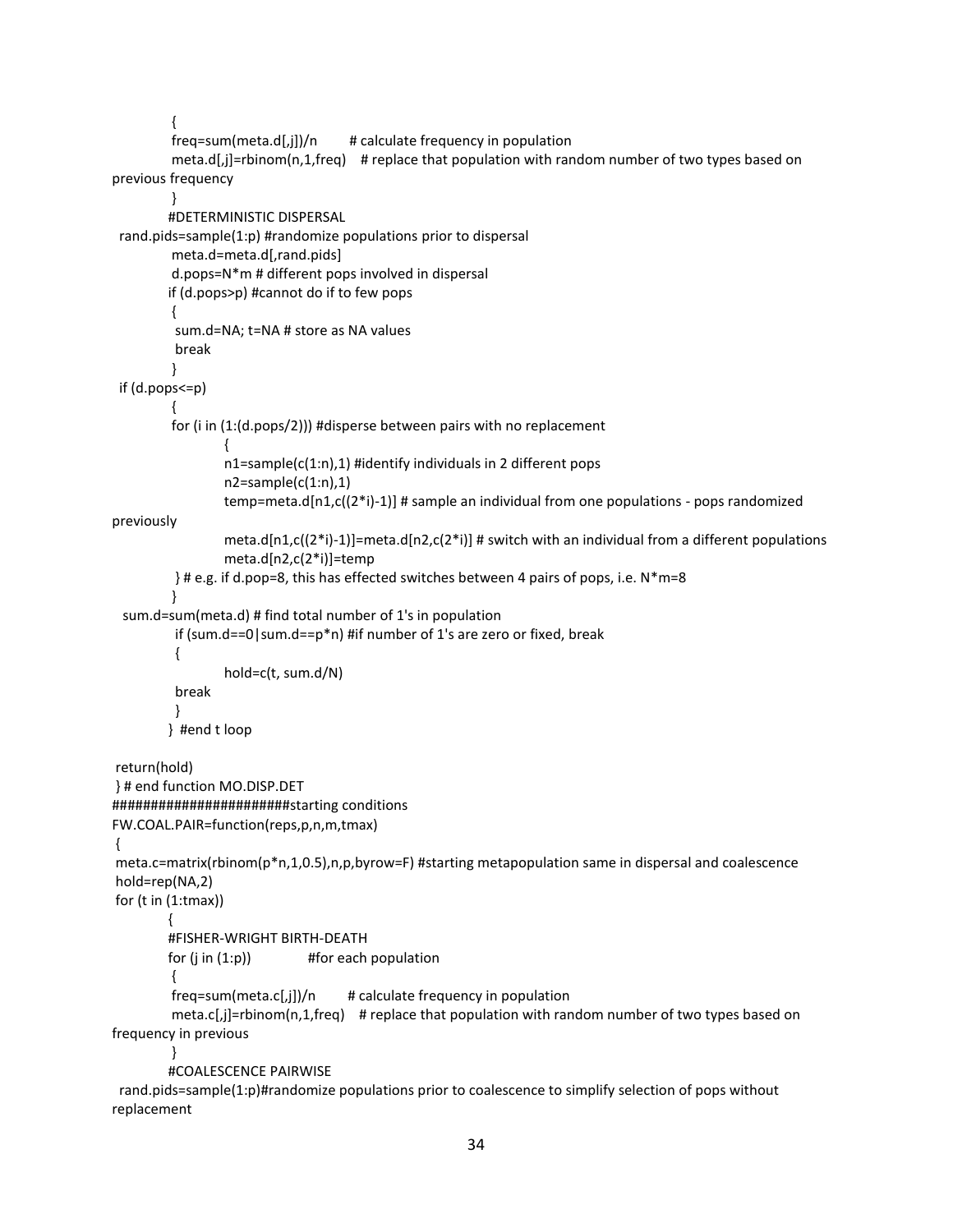```
            {
            freq=sum(meta.d[,j])/n        # calculate frequency in population
            meta.d[,j]=rbinom(n,1,freq)    # replace that population with random number of two types based on
previous frequency
            }
           #DETERMINISTIC DISPERSAL
  rand.pids=sample(1:p) #randomize populations prior to dispersal
            meta.d=meta.d[,rand.pids]
            d.pops=N*m # different pops involved in dispersal
           if (d.pops>p) #cannot do if to few pops
            {
             sum.d=NA; t=NA # store as NA values
             break
            }
  if (d.pops<=p)
            {
            for (i in (1:(d.pops/2))) #disperse between pairs with no replacement
                      {
                      n1=sample(c(1:n),1) #identify individuals in 2 different pops
                      n2=sample(c(1:n),1)
                      temp=meta.d[n1,c((2*i)-1)] # sample an individual from one populations - pops randomized
previously
                      meta.d[n1,c((2*i)-1)]=meta.d[n2,c(2*i)] # switch with an individual from a different populations
                      meta.d[n2,c(2*i)]=temp
             } # e.g. if d.pop=8, this has effected switches between 4 pairs of pops, i.e. N*m=8
            }
   sum.d=sum(meta.d) # find total number of 1's in population
             if (sum.d==0|sum.d==p*n) #if number of 1's are zero or fixed, break
             {
                      hold=c(t, sum.d/N)
             break
             }
           }  #end t loop

 return(hold)
 } # end function MO.DISP.DET
######################starting conditions
FW.COAL.PAIR=function(reps,p,n,m,tmax)
 {
 meta.c=matrix(rbinom(p*n,1,0.5),n,p,byrow=F) #starting metapopulation same in dispersal and coalescence
 hold=rep(NA,2)
 for (t in (1:tmax))
           {
           #FISHER-WRIGHT BIRTH-DEATH
           for (j in (1:p))              #for each population
            {
            freq=sum(meta.c[,j])/n        # calculate frequency in population
            meta.c[,j]=rbinom(n,1,freq)    # replace that population with random number of two types based on
frequency in previous
            }
           #COALESCENCE PAIRWISE
  rand.pids=sample(1:p)#randomize populations prior to coalescence to simplify selection of pops without
replacement
```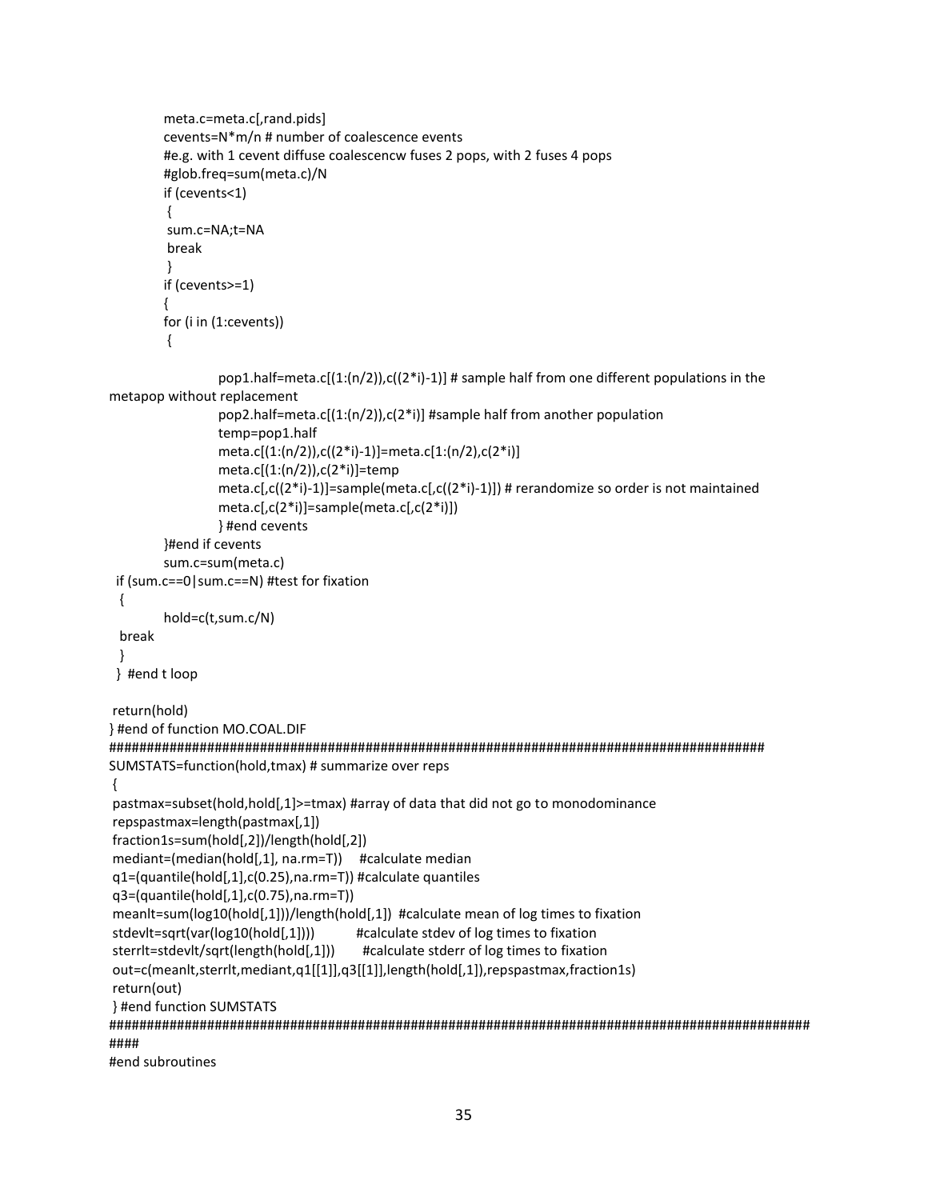```
            meta.c=meta.c[,rand.pids]
            cevents=N*m/n # number of coalescence events
            #e.g. with 1 cevent diffuse coalescencw fuses 2 pops, with 2 fuses 4 pops
            #glob.freq=sum(meta.c)/N
            if (cevents<1)
             {
             sum.c=NA;t=NA
             break
             }
            if (cevents>=1)
            {
            for (i in (1:cevents))
             {

                        pop1.half=meta.c[(1:(n/2)),c((2*i)-1)] # sample half from one different populations in the
metapop without replacement
                        pop2.half=meta.c[(1:(n/2)),c(2*i)] #sample half from another population
                        temp=pop1.half
                        meta.c[(1:(n/2)),c((2*i)-1)]=meta.c[1:(n/2),c(2*i)]
                        meta.c[(1:(n/2)),c(2*i)]=temp
                        meta.c[,c((2*i)-1)]=sample(meta.c[,c((2*i)-1)]) # rerandomize so order is not maintained
                        meta.c[,c(2*i)]=sample(meta.c[,c(2*i)])
                        } #end cevents
            }#end if cevents
            sum.c=sum(meta.c)
  if (sum.c==0|sum.c==N) #test for fixation
   {
            hold=c(t,sum.c/N)
   break
   }
  }  #end t loop

 return(hold)
} #end of function MO.COAL.DIF
###########################################################################################
SUMSTATS=function(hold,tmax) # summarize over reps
 {
 pastmax=subset(hold,hold[,1]>=tmax) #array of data that did not go to monodominance
 repspastmax=length(pastmax[,1])
 fraction1s=sum(hold[,2])/length(hold[,2])
 mediant=(median(hold[,1], na.rm=T))     #calculate median
 q1=(quantile(hold[,1],c(0.25),na.rm=T)) #calculate quantiles
 q3=(quantile(hold[,1],c(0.75),na.rm=T))
 meanlt=sum(log10(hold[,1]))/length(hold[,1])  #calculate mean of log times to fixation
 stdevlt=sqrt(var(log10(hold[,1])))           #calculate stdev of log times to fixation
 sterrlt=stdevlt/sqrt(length(hold[,1]))        #calculate stderr of log times to fixation
 out=c(meanlt,sterrlt,mediant,q1[[1]],q3[[1]],length(hold[,1]),repspastmax,fraction1s)
 return(out)
 } #end function SUMSTATS
###############################################################################################
####
#end subroutines
```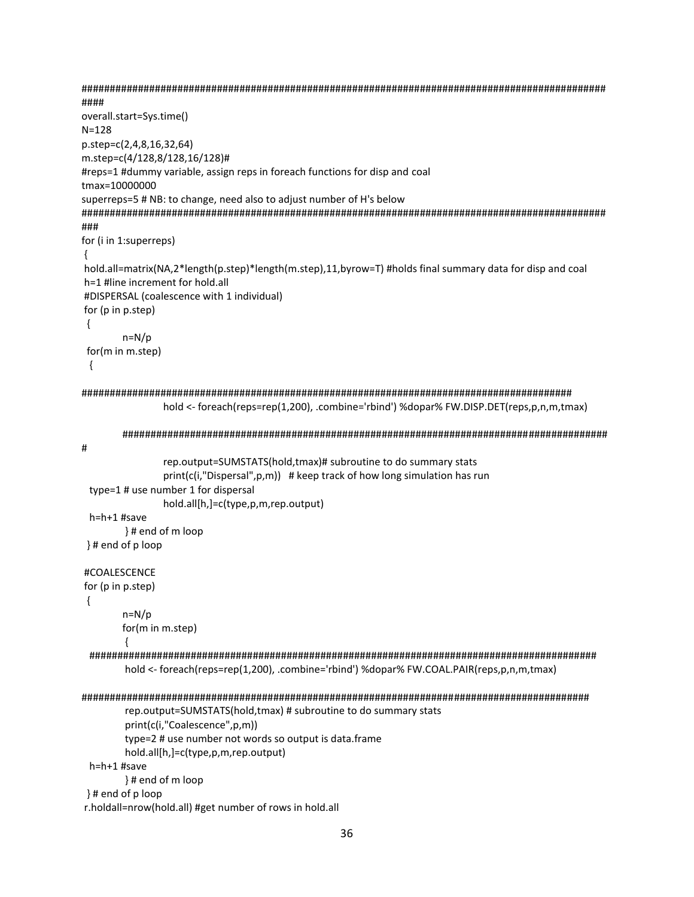```
##########################################################################################################
####
overall.start=Sys.time()
N=128
p.step=c(2,4,8,16,32,64)
m.step=c(4/128,8/128,16/128)#
#reps=1 #dummy variable, assign reps in foreach functions for disp and coal
tmax=10000000
superreps=5 # NB: to change, need also to adjust number of H's below
##########################################################################################################
###
for (i in 1:superreps)
 {
 hold.all=matrix(NA,2*length(p.step)*length(m.step),11,byrow=T) #holds final summary data for disp and coal
 h=1 #line increment for hold.all
 #DISPERSAL (coalescence with 1 individual)
 for (p in p.step)
  {
	n=N/p
  for(m in m.step)
   {

#############################################################################################
			hold <- foreach(reps=rep(1,200), .combine='rbind') %dopar% FW.DISP.DET(reps,p,n,m,tmax)

	#########################################################################################
#
			rep.output=SUMSTATS(hold,tmax)# subroutine to do summary stats
			print(c(i,"Dispersal",p,m))   # keep track of how long simulation has run
   type=1 # use number 1 for dispersal
			hold.all[h,]=c(type,p,m,rep.output)
   h=h+1 #save
	} # end of m loop
  } # end of p loop

 #COALESCENCE
 for (p in p.step)
  {
	n=N/p
	for(m in m.step)
	 {
  ################################################################################################
	 hold <- foreach(reps=rep(1,200), .combine='rbind') %dopar% FW.COAL.PAIR(reps,p,n,m,tmax)

################################################################################################
	 rep.output=SUMSTATS(hold,tmax) # subroutine to do summary stats
	 print(c(i,"Coalescence",p,m))
	 type=2 # use number not words so output is data.frame
	 hold.all[h,]=c(type,p,m,rep.output)
  h=h+1 #save
	} # end of m loop
  } # end of p loop
 r.holdall=nrow(hold.all) #get number of rows in hold.all
```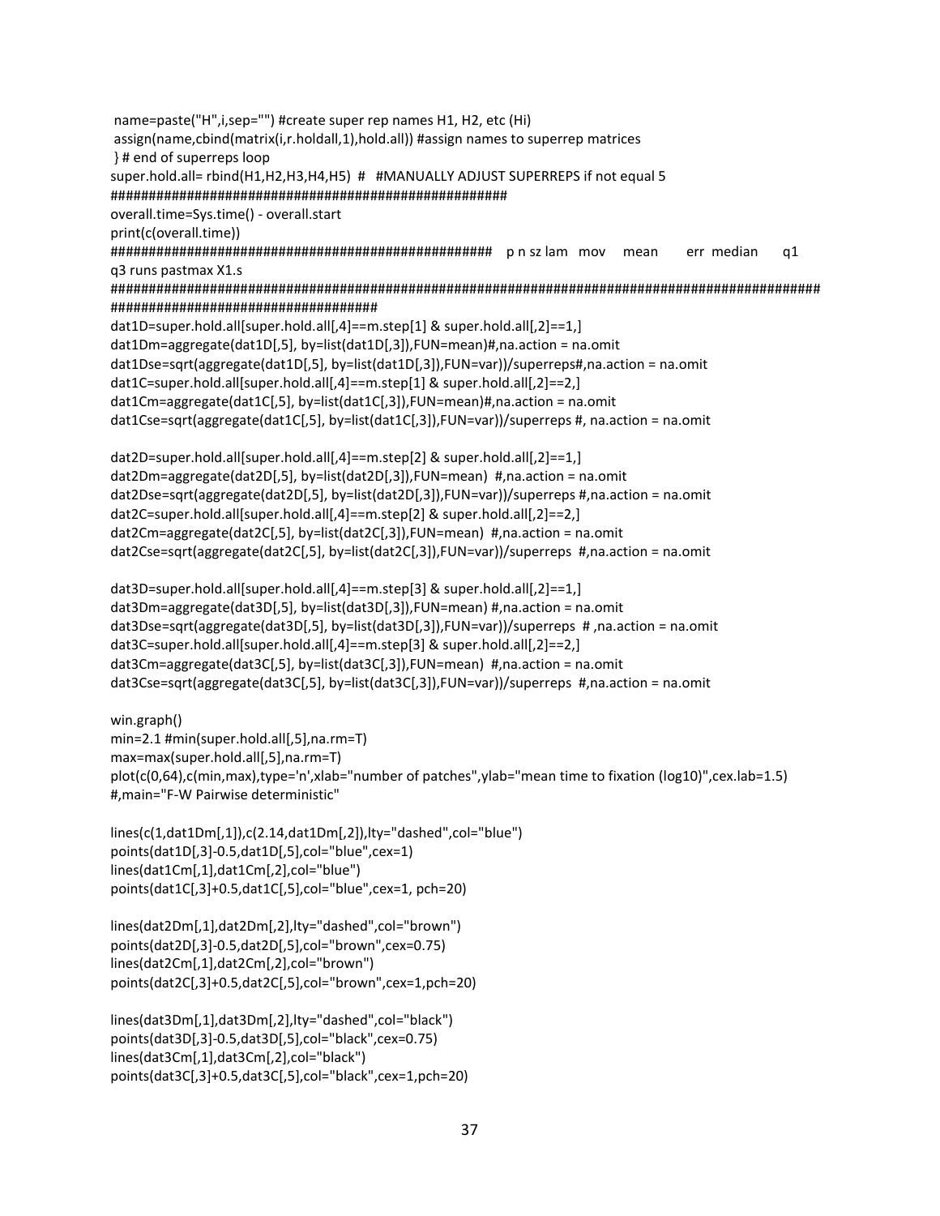```
 name=paste("H",i,sep="") #create super rep names H1, H2, etc (Hi)
 assign(name,cbind(matrix(i,r.holdall,1),hold.all)) #assign names to superrep matrices
 } # end of superreps loop
super.hold.all= rbind(H1,H2,H3,H4,H5)  #   #MANUALLY ADJUST SUPERREPS if not equal 5
#####################################################
overall.time=Sys.time() - overall.start
print(c(overall.time))
##################################################   p n sz lam   mov     mean       err  median       q1
q3 runs pastmax X1.s
################################################################################################
###################################
dat1D=super.hold.all[super.hold.all[,4]==m.step[1] & super.hold.all[,2]==1,]
dat1Dm=aggregate(dat1D[,5], by=list(dat1D[,3]),FUN=mean)#,na.action = na.omit
dat1Dse=sqrt(aggregate(dat1D[,5], by=list(dat1D[,3]),FUN=var))/superreps#,na.action = na.omit
dat1C=super.hold.all[super.hold.all[,4]==m.step[1] & super.hold.all[,2]==2,]
dat1Cm=aggregate(dat1C[,5], by=list(dat1C[,3]),FUN=mean)#,na.action = na.omit
dat1Cse=sqrt(aggregate(dat1C[,5], by=list(dat1C[,3]),FUN=var))/superreps #, na.action = na.omit

dat2D=super.hold.all[super.hold.all[,4]==m.step[2] & super.hold.all[,2]==1,]
dat2Dm=aggregate(dat2D[,5], by=list(dat2D[,3]),FUN=mean)  #,na.action = na.omit
dat2Dse=sqrt(aggregate(dat2D[,5], by=list(dat2D[,3]),FUN=var))/superreps #,na.action = na.omit
dat2C=super.hold.all[super.hold.all[,4]==m.step[2] & super.hold.all[,2]==2,]
dat2Cm=aggregate(dat2C[,5], by=list(dat2C[,3]),FUN=mean)  #,na.action = na.omit
dat2Cse=sqrt(aggregate(dat2C[,5], by=list(dat2C[,3]),FUN=var))/superreps  #,na.action = na.omit

dat3D=super.hold.all[super.hold.all[,4]==m.step[3] & super.hold.all[,2]==1,]
dat3Dm=aggregate(dat3D[,5], by=list(dat3D[,3]),FUN=mean) #,na.action = na.omit
dat3Dse=sqrt(aggregate(dat3D[,5], by=list(dat3D[,3]),FUN=var))/superreps  # ,na.action = na.omit
dat3C=super.hold.all[super.hold.all[,4]==m.step[3] & super.hold.all[,2]==2,]
dat3Cm=aggregate(dat3C[,5], by=list(dat3C[,3]),FUN=mean)  #,na.action = na.omit
dat3Cse=sqrt(aggregate(dat3C[,5], by=list(dat3C[,3]),FUN=var))/superreps  #,na.action = na.omit

win.graph()
min=2.1 #min(super.hold.all[,5],na.rm=T)
max=max(super.hold.all[,5],na.rm=T)
plot(c(0,64),c(min,max),type='n',xlab="number of patches",ylab="mean time to fixation (log10)",cex.lab=1.5)
#,main="F-W Pairwise deterministic"

lines(c(1,dat1Dm[,1]),c(2.14,dat1Dm[,2]),lty="dashed",col="blue")
points(dat1D[,3]-0.5,dat1D[,5],col="blue",cex=1)
lines(dat1Cm[,1],dat1Cm[,2],col="blue")
points(dat1C[,3]+0.5,dat1C[,5],col="blue",cex=1, pch=20)

lines(dat2Dm[,1],dat2Dm[,2],lty="dashed",col="brown")
points(dat2D[,3]-0.5,dat2D[,5],col="brown",cex=0.75)
lines(dat2Cm[,1],dat2Cm[,2],col="brown")
points(dat2C[,3]+0.5,dat2C[,5],col="brown",cex=1,pch=20)

lines(dat3Dm[,1],dat3Dm[,2],lty="dashed",col="black")
points(dat3D[,3]-0.5,dat3D[,5],col="black",cex=0.75)
lines(dat3Cm[,1],dat3Cm[,2],col="black")
points(dat3C[,3]+0.5,dat3C[,5],col="black",cex=1,pch=20)
```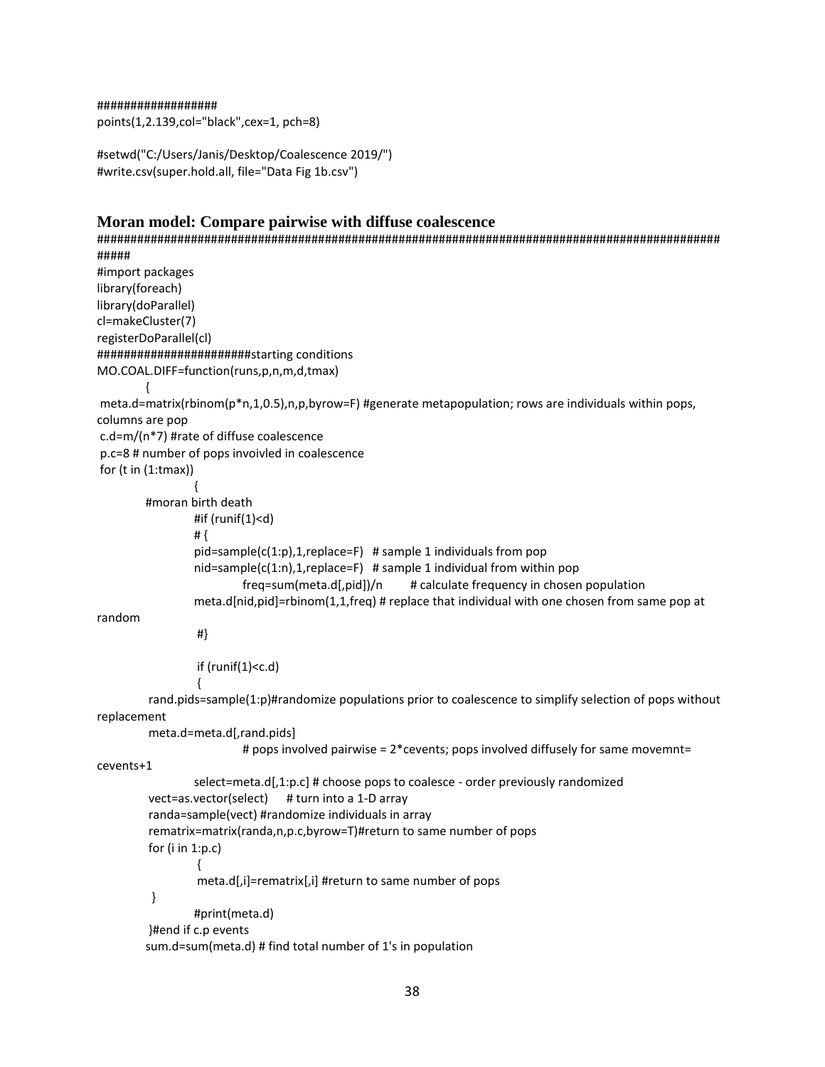```
#################
points(1,2.139,col="black",cex=1, pch=8)

#setwd("C:/Users/Janis/Desktop/Coalescence 2019/")
#write.csv(super.hold.all, file="Data Fig 1b.csv")
```

## Moran model: Compare pairwise with diffuse coalescence

```
##########################################################################################
#####
#import packages
library(foreach)
library(doParallel)
cl=makeCluster(7)
registerDoParallel(cl)
#####################starting conditions
MO.COAL.DIFF=function(runs,p,n,m,d,tmax)
        {
 meta.d=matrix(rbinom(p*n,1,0.5),n,p,byrow=F) #generate metapopulation; rows are individuals within pops, columns are pop
 c.d=m/(n*7) #rate of diffuse coalescence
 p.c=8 # number of pops invoivled in coalescence
 for (t in (1:tmax))
                {
        #moran birth death
                #if (runif(1)<d)
                # {
                pid=sample(c(1:p),1,replace=F)   # sample 1 individuals from pop
                nid=sample(c(1:n),1,replace=F)   # sample 1 individual from within pop
                        freq=sum(meta.d[,pid])/n        # calculate frequency in chosen population
                meta.d[nid,pid]=rbinom(1,1,freq) # replace that individual with one chosen from same pop at random
                 #}

                 if (runif(1)<c.d)
                 {
         rand.pids=sample(1:p)#randomize populations prior to coalescence to simplify selection of pops without replacement
         meta.d=meta.d[,rand.pids]
                        # pops involved pairwise = 2*cevents; pops involved diffusely for same movemnt= cevents+1
                select=meta.d[,1:p.c] # choose pops to coalesce - order previously randomized
         vect=as.vector(select)     # turn into a 1-D array
         randa=sample(vect) #randomize individuals in array
         rematrix=matrix(randa,n,p.c,byrow=T)#return to same number of pops
         for (i in 1:p.c)
                 {
                 meta.d[,i]=rematrix[,i] #return to same number of pops
          }
                #print(meta.d)
         }#end if c.p events
        sum.d=sum(meta.d) # find total number of 1's in population
```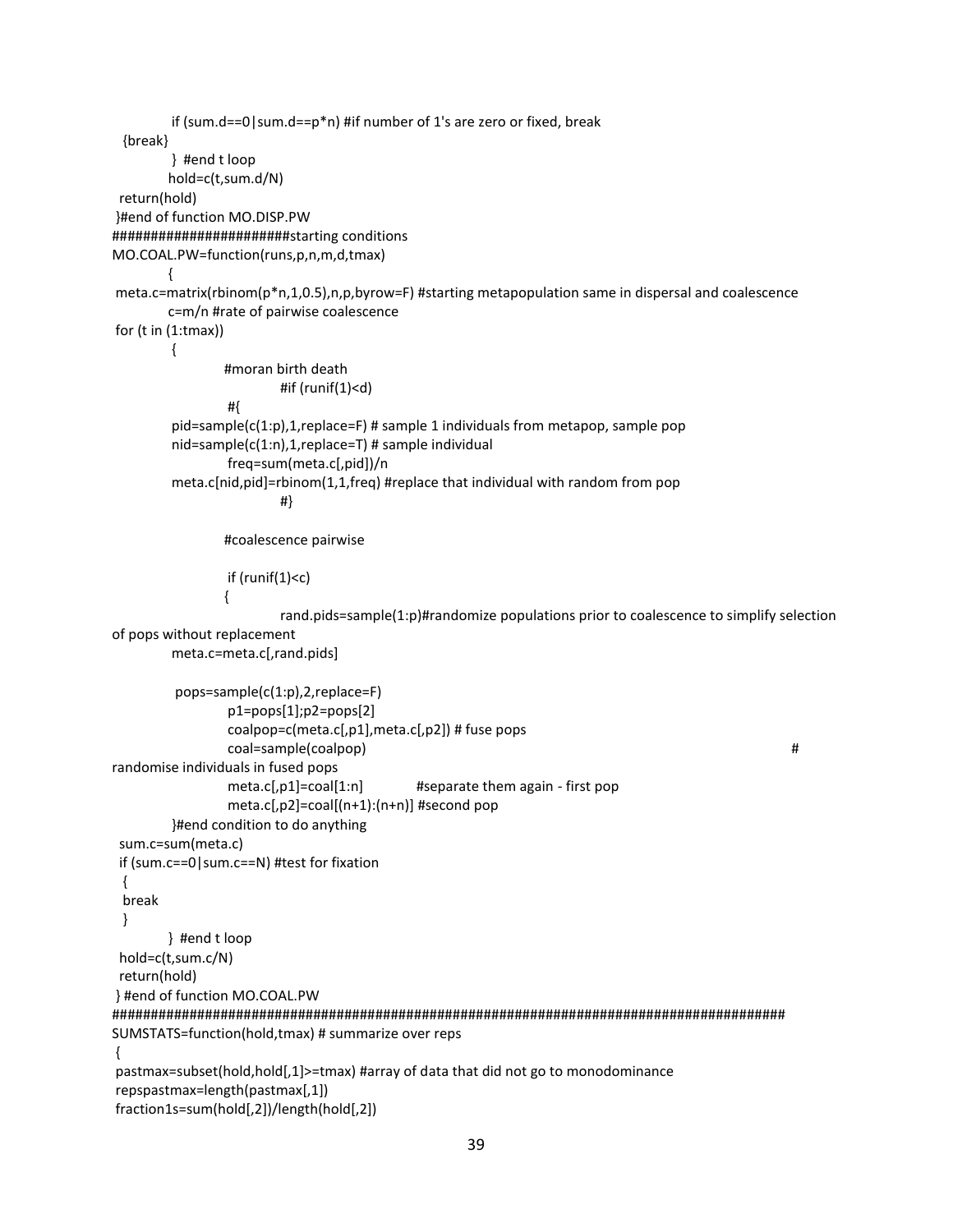```
            if (sum.d==0|sum.d==p*n) #if number of 1's are zero or fixed, break
  {break}
            } #end t loop
           hold=c(t,sum.d/N)
  return(hold)
 }#end of function MO.DISP.PW
########################starting conditions
MO.COAL.PW=function(runs,p,n,m,d,tmax)
           {
 meta.c=matrix(rbinom(p*n,1,0.5),n,p,byrow=F) #starting metapopulation same in dispersal and coalescence
           c=m/n #rate of pairwise coalescence
 for (t in (1:tmax))
            {
                      #moran birth death
                               #if (runif(1)<d)
                       #{
            pid=sample(c(1:p),1,replace=F) # sample 1 individuals from metapop, sample pop
            nid=sample(c(1:n),1,replace=T) # sample individual
                       freq=sum(meta.c[,pid])/n
            meta.c[nid,pid]=rbinom(1,1,freq) #replace that individual with random from pop
                               #}

                      #coalescence pairwise

                       if (runif(1)<c)
                      {
                               rand.pids=sample(1:p)#randomize populations prior to coalescence to simplify selection
of pops without replacement
            meta.c=meta.c[,rand.pids]

             pops=sample(c(1:p),2,replace=F)
                       p1=pops[1];p2=pops[2]
                       coalpop=c(meta.c[,p1],meta.c[,p2]) # fuse pops
                       coal=sample(coalpop)                                                        #
randomise individuals in fused pops
                       meta.c[,p1]=coal[1:n]            #separate them again - first pop
                       meta.c[,p2]=coal[(n+1):(n+n)] #second pop
            }#end condition to do anything
  sum.c=sum(meta.c)
  if (sum.c==0|sum.c==N) #test for fixation
   {
   break
   }
           } #end t loop
  hold=c(t,sum.c/N)
  return(hold)
 } #end of function MO.COAL.PW
###########################################################################################
SUMSTATS=function(hold,tmax) # summarize over reps
 {
 pastmax=subset(hold,hold[,1]>=tmax) #array of data that did not go to monodominance
 repspastmax=length(pastmax[,1])
 fraction1s=sum(hold[,2])/length(hold[,2])
```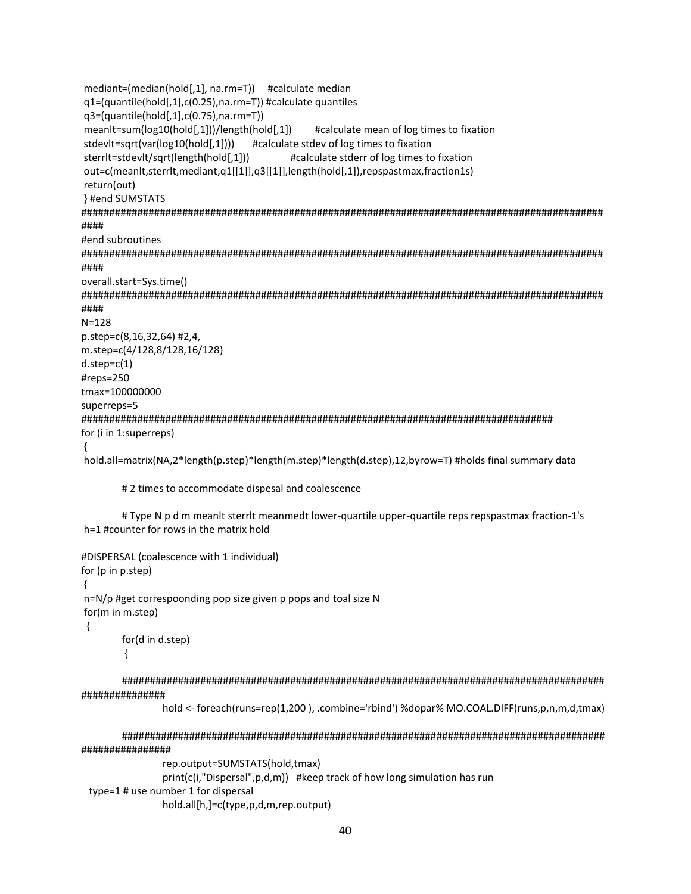```
 mediant=(median(hold[,1], na.rm=T))     #calculate median
 q1=(quantile(hold[,1],c(0.25),na.rm=T)) #calculate quantiles
 q3=(quantile(hold[,1],c(0.75),na.rm=T))
 meanlt=sum(log10(hold[,1]))/length(hold[,1])        #calculate mean of log times to fixation
 stdevlt=sqrt(var(log10(hold[,1])))      #calculate stdev of log times to fixation
 sterrlt=stdevlt/sqrt(length(hold[,1]))              #calculate stderr of log times to fixation
 out=c(meanlt,sterrlt,mediant,q1[[1]],q3[[1]],length(hold[,1]),repspastmax,fraction1s)
 return(out)
 } #end SUMSTATS
##########################################################################################
####
#end subroutines
##########################################################################################
####
overall.start=Sys.time()
##########################################################################################
####
N=128
p.step=c(8,16,32,64) #2,4,
m.step=c(4/128,8/128,16/128)
d.step=c(1)
#reps=250
tmax=100000000
superreps=5
##################################################################################
for (i in 1:superreps)
 {
 hold.all=matrix(NA,2*length(p.step)*length(m.step)*length(d.step),12,byrow=T) #holds final summary data

          # 2 times to accommodate dispesal and coalescence

          # Type N p d m meanlt sterrlt meanmedt lower-quartile upper-quartile reps repspastmax fraction-1's
 h=1 #counter for rows in the matrix hold

#DISPERSAL (coalescence with 1 individual)
for (p in p.step)
 {
 n=N/p #get correspoonding pop size given p pops and toal size N
 for(m in m.step)
  {
          for(d in d.step)
           {

          ##################################################################################
###############
                    hold <- foreach(runs=rep(1,200 ), .combine='rbind') %dopar% MO.COAL.DIFF(runs,p,n,m,d,tmax)

          ##################################################################################
################
                    rep.output=SUMSTATS(hold,tmax)
                    print(c(i,"Dispersal",p,d,m))   #keep track of how long simulation has run
  type=1 # use number 1 for dispersal
                    hold.all[h,]=c(type,p,d,m,rep.output)
```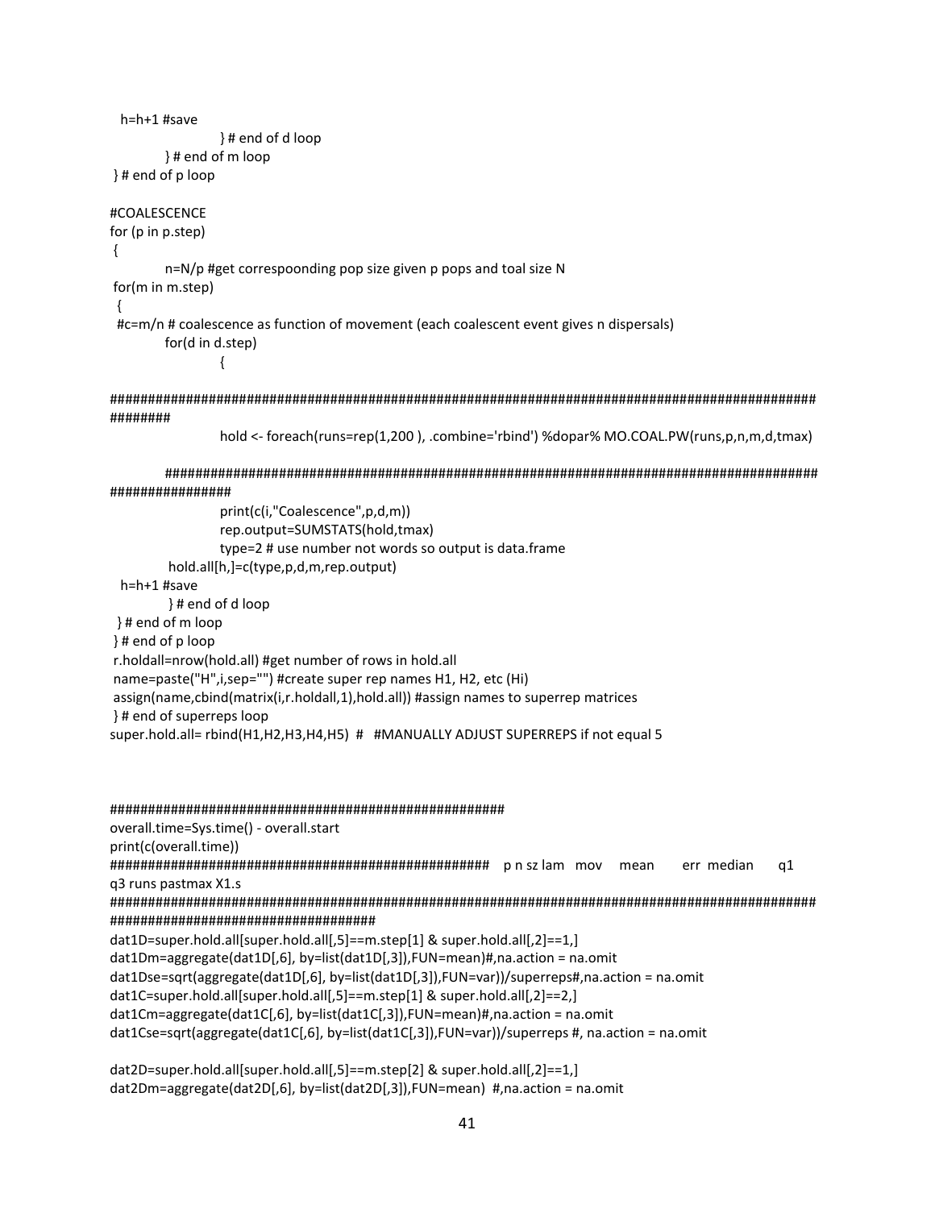```
  h=h+1 #save
                        } # end of d loop
            } # end of m loop
 } # end of p loop

#COALESCENCE
for (p in p.step)
 {
            n=N/p #get correspoonding pop size given p pops and toal size N
 for(m in m.step)
  {
  #c=m/n # coalescence as function of movement (each coalescent event gives n dispersals)
            for(d in d.step)
                        {

####################################################################################################
########
                        hold <- foreach(runs=rep(1,200 ), .combine='rbind') %dopar% MO.COAL.PW(runs,p,n,m,d,tmax)

            ########################################################################################
################
                        print(c(i,"Coalescence",p,d,m))
                        rep.output=SUMSTATS(hold,tmax)
                        type=2 # use number not words so output is data.frame
             hold.all[h,]=c(type,p,d,m,rep.output)
  h=h+1 #save
             } # end of d loop
  } # end of m loop
 } # end of p loop
 r.holdall=nrow(hold.all) #get number of rows in hold.all
 name=paste("H",i,sep="") #create super rep names H1, H2, etc (Hi)
 assign(name,cbind(matrix(i,r.holdall,1),hold.all)) #assign names to superrep matrices
 } # end of superreps loop
super.hold.all= rbind(H1,H2,H3,H4,H5)  #   #MANUALLY ADJUST SUPERREPS if not equal 5



#####################################################
overall.time=Sys.time() - overall.start
print(c(overall.time))
##################################################   p n sz lam   mov     mean       err  median       q1
q3 runs pastmax X1.s
####################################################################################################
###################################
dat1D=super.hold.all[super.hold.all[,5]==m.step[1] & super.hold.all[,2]==1,]
dat1Dm=aggregate(dat1D[,6], by=list(dat1D[,3]),FUN=mean)#,na.action = na.omit
dat1Dse=sqrt(aggregate(dat1D[,6], by=list(dat1D[,3]),FUN=var))/superreps#,na.action = na.omit
dat1C=super.hold.all[super.hold.all[,5]==m.step[1] & super.hold.all[,2]==2,]
dat1Cm=aggregate(dat1C[,6], by=list(dat1C[,3]),FUN=mean)#,na.action = na.omit
dat1Cse=sqrt(aggregate(dat1C[,6], by=list(dat1C[,3]),FUN=var))/superreps #, na.action = na.omit

dat2D=super.hold.all[super.hold.all[,5]==m.step[2] & super.hold.all[,2]==1,]
dat2Dm=aggregate(dat2D[,6], by=list(dat2D[,3]),FUN=mean)  #,na.action = na.omit
```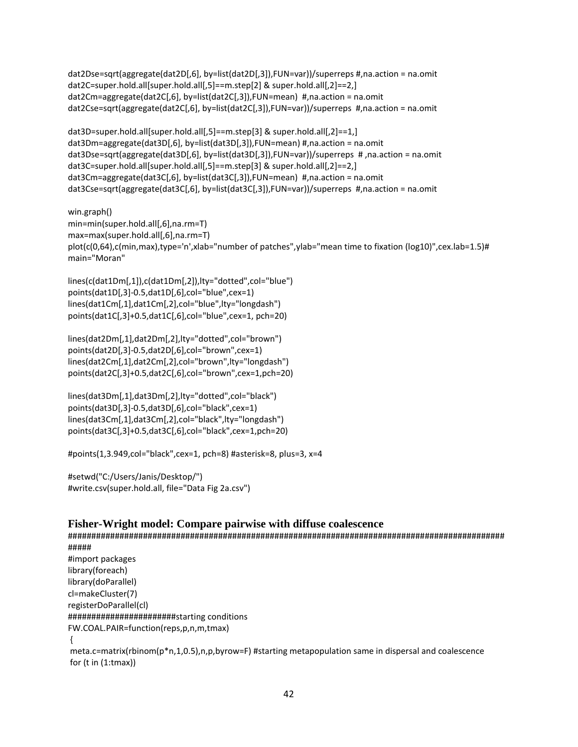```
dat2Dse=sqrt(aggregate(dat2D[,6], by=list(dat2D[,3]),FUN=var))/superreps #,na.action = na.omit
dat2C=super.hold.all[super.hold.all[,5]==m.step[2] & super.hold.all[,2]==2,]
dat2Cm=aggregate(dat2C[,6], by=list(dat2C[,3]),FUN=mean)  #,na.action = na.omit
dat2Cse=sqrt(aggregate(dat2C[,6], by=list(dat2C[,3]),FUN=var))/superreps  #,na.action = na.omit

dat3D=super.hold.all[super.hold.all[,5]==m.step[3] & super.hold.all[,2]==1,]
dat3Dm=aggregate(dat3D[,6], by=list(dat3D[,3]),FUN=mean) #,na.action = na.omit
dat3Dse=sqrt(aggregate(dat3D[,6], by=list(dat3D[,3]),FUN=var))/superreps  # ,na.action = na.omit
dat3C=super.hold.all[super.hold.all[,5]==m.step[3] & super.hold.all[,2]==2,]
dat3Cm=aggregate(dat3C[,6], by=list(dat3C[,3]),FUN=mean)  #,na.action = na.omit
dat3Cse=sqrt(aggregate(dat3C[,6], by=list(dat3C[,3]),FUN=var))/superreps  #,na.action = na.omit

win.graph()
min=min(super.hold.all[,6],na.rm=T)
max=max(super.hold.all[,6],na.rm=T)
plot(c(0,64),c(min,max),type='n',xlab="number of patches",ylab="mean time to fixation (log10)",cex.lab=1.5)#
main="Moran"

lines(c(dat1Dm[,1]),c(dat1Dm[,2]),lty="dotted",col="blue")
points(dat1D[,3]-0.5,dat1D[,6],col="blue",cex=1)
lines(dat1Cm[,1],dat1Cm[,2],col="blue",lty="longdash")
points(dat1C[,3]+0.5,dat1C[,6],col="blue",cex=1, pch=20)

lines(dat2Dm[,1],dat2Dm[,2],lty="dotted",col="brown")
points(dat2D[,3]-0.5,dat2D[,6],col="brown",cex=1)
lines(dat2Cm[,1],dat2Cm[,2],col="brown",lty="longdash")
points(dat2C[,3]+0.5,dat2C[,6],col="brown",cex=1,pch=20)

lines(dat3Dm[,1],dat3Dm[,2],lty="dotted",col="black")
points(dat3D[,3]-0.5,dat3D[,6],col="black",cex=1)
lines(dat3Cm[,1],dat3Cm[,2],col="black",lty="longdash")
points(dat3C[,3]+0.5,dat3C[,6],col="black",cex=1,pch=20)

#points(1,3.949,col="black",cex=1, pch=8) #asterisk=8, plus=3, x=4

#setwd("C:/Users/Janis/Desktop/")
#write.csv(super.hold.all, file="Data Fig 2a.csv")
```

### Fisher-Wright model: Compare pairwise with diffuse coalescence

```
##########################################################################################
#####
#import packages
library(foreach)
library(doParallel)
cl=makeCluster(7)
registerDoParallel(cl)
######################starting conditions
FW.COAL.PAIR=function(reps,p,n,m,tmax)
 {
 meta.c=matrix(rbinom(p*n,1,0.5),n,p,byrow=F) #starting metapopulation same in dispersal and coalescence
 for (t in (1:tmax))
```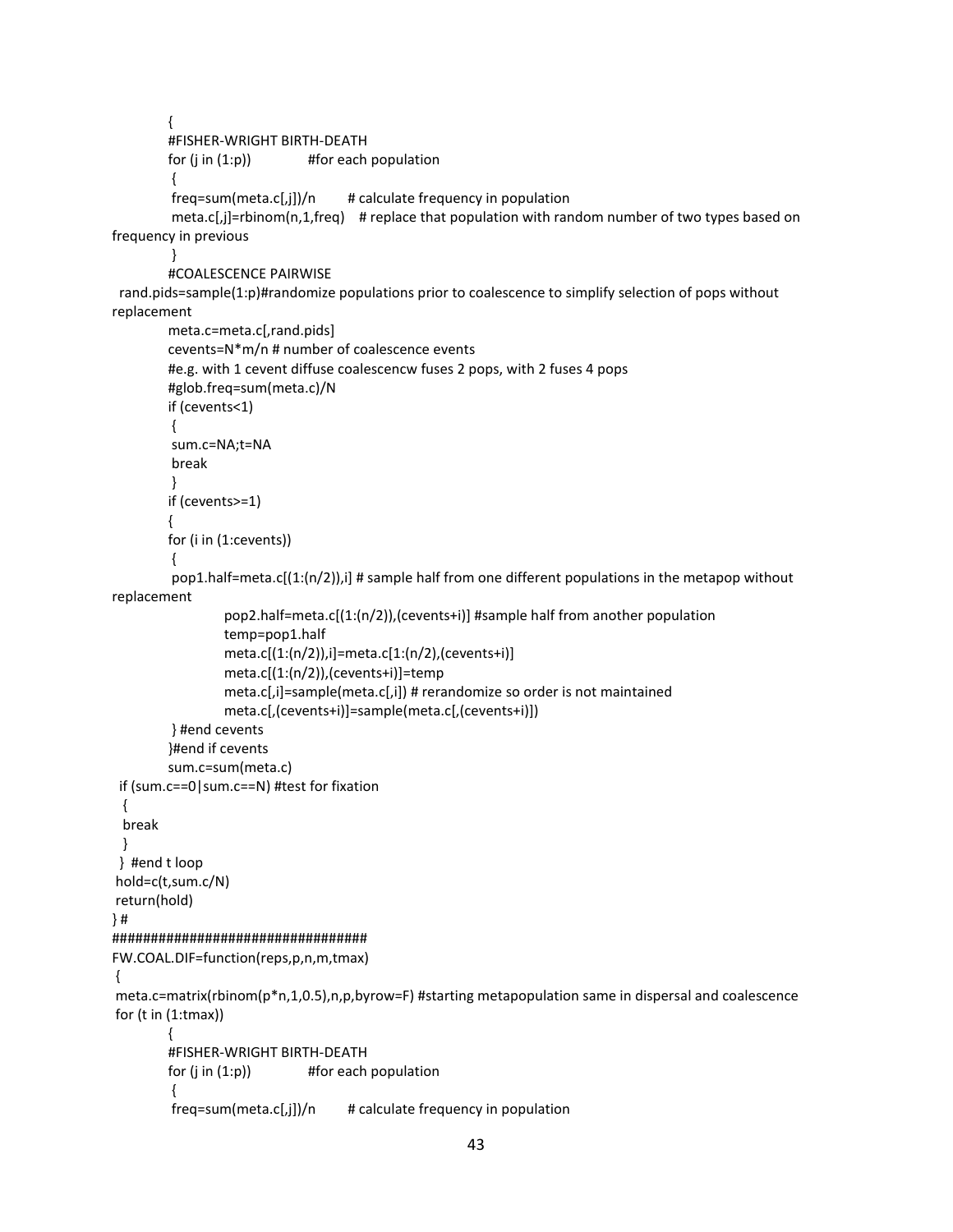```
		{
		#FISHER-WRIGHT BIRTH-DEATH
		for (j in (1:p))		#for each population
		 {
		 freq=sum(meta.c[,j])/n		# calculate frequency in population
		 meta.c[,j]=rbinom(n,1,freq)	# replace that population with random number of two types based on
frequency in previous
		 }
		#COALESCENCE PAIRWISE
  rand.pids=sample(1:p)#randomize populations prior to coalescence to simplify selection of pops without
replacement
		meta.c=meta.c[,rand.pids]
		cevents=N*m/n # number of coalescence events
		#e.g. with 1 cevent diffuse coalescencw fuses 2 pops, with 2 fuses 4 pops
		#glob.freq=sum(meta.c)/N
		if (cevents<1)
		 {
		 sum.c=NA;t=NA
		 break
		 }
		if (cevents>=1)
		{
		for (i in (1:cevents))
		 {
		 pop1.half=meta.c[(1:(n/2)),i] # sample half from one different populations in the metapop without
replacement
			pop2.half=meta.c[(1:(n/2)),(cevents+i)] #sample half from another population
			temp=pop1.half
			meta.c[(1:(n/2)),i]=meta.c[1:(n/2),(cevents+i)]
			meta.c[(1:(n/2)),(cevents+i)]=temp
			meta.c[,i]=sample(meta.c[,i]) # rerandomize so order is not maintained
			meta.c[,(cevents+i)]=sample(meta.c[,(cevents+i)])
		 } #end cevents
		}#end if cevents
		sum.c=sum(meta.c)
  if (sum.c==0|sum.c==N) #test for fixation
   {
   break
   }
  }  #end t loop
 hold=c(t,sum.c/N)
 return(hold)
} #
#################################
FW.COAL.DIF=function(reps,p,n,m,tmax)
 {
 meta.c=matrix(rbinom(p*n,1,0.5),n,p,byrow=F) #starting metapopulation same in dispersal and coalescence
 for (t in (1:tmax))
		{
		#FISHER-WRIGHT BIRTH-DEATH
		for (j in (1:p))		#for each population
		 {
		 freq=sum(meta.c[,j])/n		# calculate frequency in population
```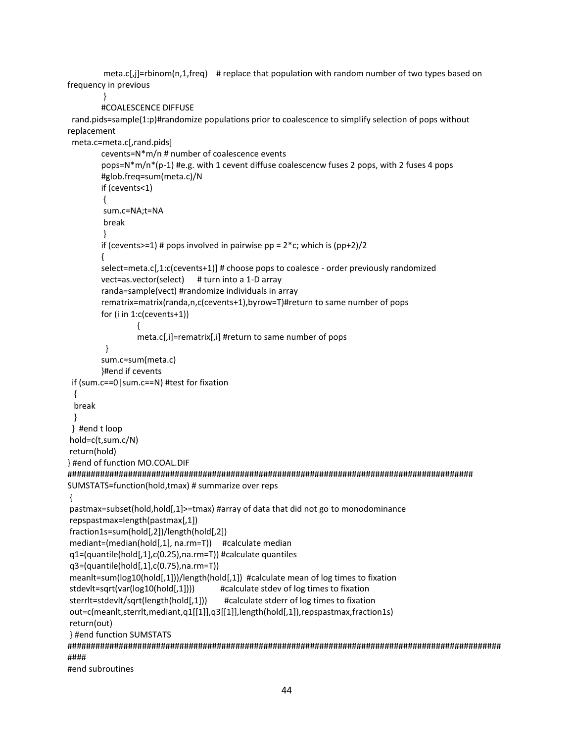```
            meta.c[,j]=rbinom(n,1,freq)    # replace that population with random number of two types based on
frequency in previous
            }
           #COALESCENCE DIFFUSE
  rand.pids=sample(1:p)#randomize populations prior to coalescence to simplify selection of pops without
replacement
  meta.c=meta.c[,rand.pids]
           cevents=N*m/n # number of coalescence events
           pops=N*m/n*(p-1) #e.g. with 1 cevent diffuse coalescencw fuses 2 pops, with 2 fuses 4 pops
           #glob.freq=sum(meta.c)/N
           if (cevents<1)
            {
            sum.c=NA;t=NA
            break
            }
           if (cevents>=1) # pops involved in pairwise pp = 2*c; which is (pp+2)/2
           {
           select=meta.c[,1:c(cevents+1)] # choose pops to coalesce - order previously randomized
           vect=as.vector(select)     # turn into a 1-D array
           randa=sample(vect) #randomize individuals in array
           rematrix=matrix(randa,n,c(cevents+1),byrow=T)#return to same number of pops
           for (i in 1:c(cevents+1))
                      {
                      meta.c[,i]=rematrix[,i] #return to same number of pops
            }
           sum.c=sum(meta.c)
           }#end if cevents
  if (sum.c==0|sum.c==N) #test for fixation
   {
   break
   }
  } #end t loop
 hold=c(t,sum.c/N)
 return(hold)
} #end of function MO.COAL.DIF
##########################################################################################
SUMSTATS=function(hold,tmax) # summarize over reps
 {
 pastmax=subset(hold,hold[,1]>=tmax) #array of data that did not go to monodominance
 repspastmax=length(pastmax[,1])
 fraction1s=sum(hold[,2])/length(hold[,2])
 mediant=(median(hold[,1], na.rm=T))    #calculate median
 q1=(quantile(hold[,1],c(0.25),na.rm=T)) #calculate quantiles
 q3=(quantile(hold[,1],c(0.75),na.rm=T))
 meanlt=sum(log10(hold[,1]))/length(hold[,1])  #calculate mean of log times to fixation
 stdevlt=sqrt(var(log10(hold[,1])))          #calculate stdev of log times to fixation
 sterrlt=stdevlt/sqrt(length(hold[,1]))       #calculate stderr of log times to fixation
 out=c(meanlt,sterrlt,mediant,q1[[1]],q3[[1]],length(hold[,1]),repspastmax,fraction1s)
 return(out)
 } #end function SUMSTATS
###############################################################################################
####
#end subroutines
```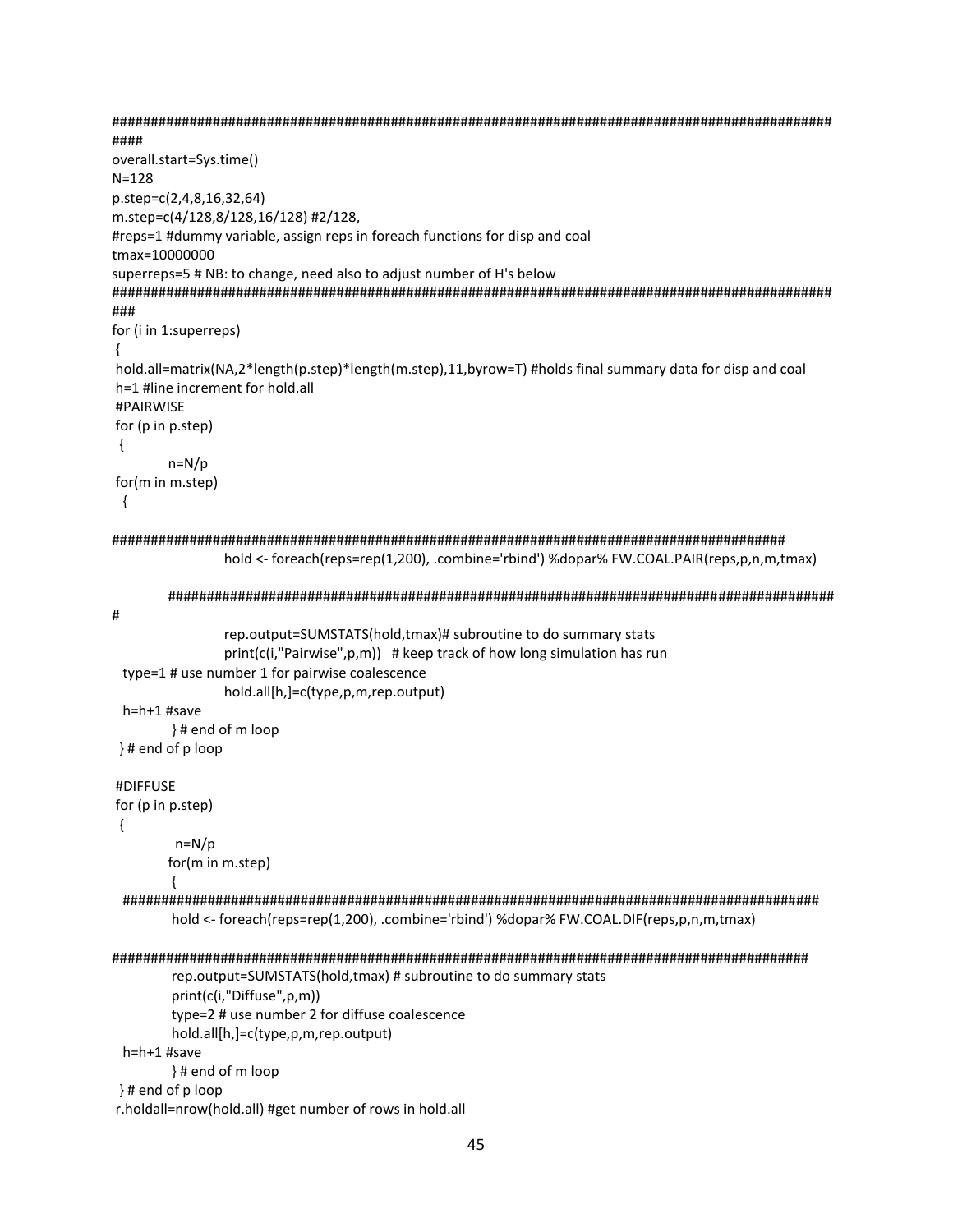```
################################################################################################
####
overall.start=Sys.time()
N=128
p.step=c(2,4,8,16,32,64)
m.step=c(4/128,8/128,16/128) #2/128,
#reps=1 #dummy variable, assign reps in foreach functions for disp and coal
tmax=10000000
superreps=5 # NB: to change, need also to adjust number of H's below
################################################################################################
###
for (i in 1:superreps)
 {
 hold.all=matrix(NA,2*length(p.step)*length(m.step),11,byrow=T) #holds final summary data for disp and coal
 h=1 #line increment for hold.all
 #PAIRWISE
 for (p in p.step)
  {
        n=N/p
 for(m in m.step)
   {

##########################################################################################
                    hold <- foreach(reps=rep(1,200), .combine='rbind') %dopar% FW.COAL.PAIR(reps,p,n,m,tmax)

        ##########################################################################################
#
                    rep.output=SUMSTATS(hold,tmax)# subroutine to do summary stats
                    print(c(i,"Pairwise",p,m))   # keep track of how long simulation has run
   type=1 # use number 1 for pairwise coalescence
                    hold.all[h,]=c(type,p,m,rep.output)
   h=h+1 #save
          } # end of m loop
  } # end of p loop

 #DIFFUSE
 for (p in p.step)
  {
         n=N/p
        for(m in m.step)
         {
  ##############################################################################################
         hold <- foreach(reps=rep(1,200), .combine='rbind') %dopar% FW.COAL.DIF(reps,p,n,m,tmax)

##############################################################################################
         rep.output=SUMSTATS(hold,tmax) # subroutine to do summary stats
         print(c(i,"Diffuse",p,m))
         type=2 # use number 2 for diffuse coalescence
         hold.all[h,]=c(type,p,m,rep.output)
   h=h+1 #save
         } # end of m loop
  } # end of p loop
 r.holdall=nrow(hold.all) #get number of rows in hold.all
```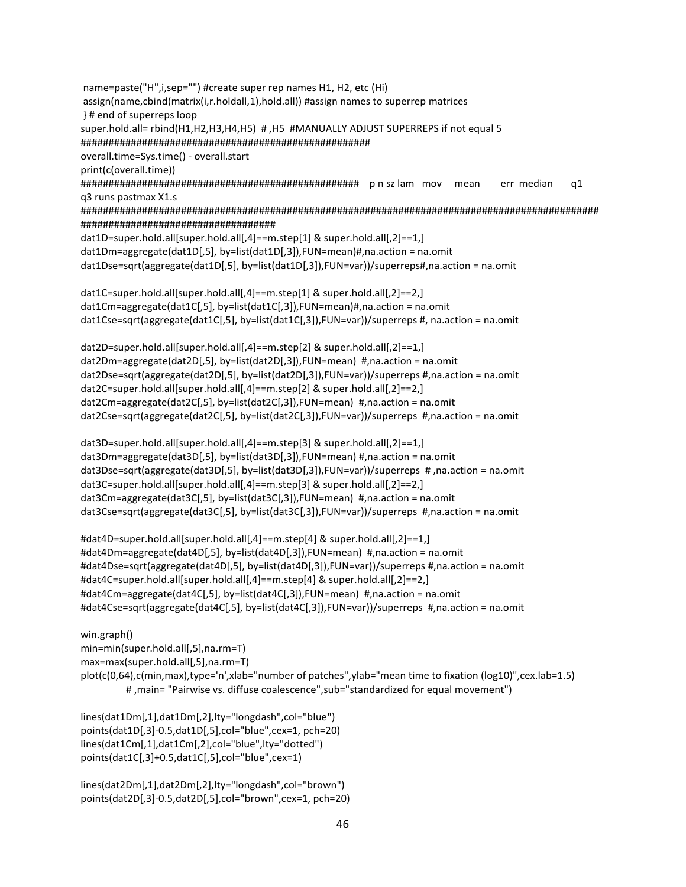```
 name=paste("H",i,sep="") #create super rep names H1, H2, etc (Hi)
 assign(name,cbind(matrix(i,r.holdall,1),hold.all)) #assign names to superrep matrices
 } # end of superreps loop
super.hold.all= rbind(H1,H2,H3,H4,H5)  # ,H5  #MANUALLY ADJUST SUPERREPS if not equal 5
####################################################
overall.time=Sys.time() - overall.start
print(c(overall.time))
##################################################   p n sz lam   mov     mean       err  median      q1
q3 runs pastmax X1.s
################################################################################################
###################################
dat1D=super.hold.all[super.hold.all[,4]==m.step[1] & super.hold.all[,2]==1,]
dat1Dm=aggregate(dat1D[,5], by=list(dat1D[,3]),FUN=mean)#,na.action = na.omit
dat1Dse=sqrt(aggregate(dat1D[,5], by=list(dat1D[,3]),FUN=var))/superreps#,na.action = na.omit

dat1C=super.hold.all[super.hold.all[,4]==m.step[1] & super.hold.all[,2]==2,]
dat1Cm=aggregate(dat1C[,5], by=list(dat1C[,3]),FUN=mean)#,na.action = na.omit
dat1Cse=sqrt(aggregate(dat1C[,5], by=list(dat1C[,3]),FUN=var))/superreps #, na.action = na.omit

dat2D=super.hold.all[super.hold.all[,4]==m.step[2] & super.hold.all[,2]==1,]
dat2Dm=aggregate(dat2D[,5], by=list(dat2D[,3]),FUN=mean)  #,na.action = na.omit
dat2Dse=sqrt(aggregate(dat2D[,5], by=list(dat2D[,3]),FUN=var))/superreps #,na.action = na.omit
dat2C=super.hold.all[super.hold.all[,4]==m.step[2] & super.hold.all[,2]==2,]
dat2Cm=aggregate(dat2C[,5], by=list(dat2C[,3]),FUN=mean)  #,na.action = na.omit
dat2Cse=sqrt(aggregate(dat2C[,5], by=list(dat2C[,3]),FUN=var))/superreps  #,na.action = na.omit

dat3D=super.hold.all[super.hold.all[,4]==m.step[3] & super.hold.all[,2]==1,]
dat3Dm=aggregate(dat3D[,5], by=list(dat3D[,3]),FUN=mean) #,na.action = na.omit
dat3Dse=sqrt(aggregate(dat3D[,5], by=list(dat3D[,3]),FUN=var))/superreps  # ,na.action = na.omit
dat3C=super.hold.all[super.hold.all[,4]==m.step[3] & super.hold.all[,2]==2,]
dat3Cm=aggregate(dat3C[,5], by=list(dat3C[,3]),FUN=mean)  #,na.action = na.omit
dat3Cse=sqrt(aggregate(dat3C[,5], by=list(dat3C[,3]),FUN=var))/superreps  #,na.action = na.omit

#dat4D=super.hold.all[super.hold.all[,4]==m.step[4] & super.hold.all[,2]==1,]
#dat4Dm=aggregate(dat4D[,5], by=list(dat4D[,3]),FUN=mean)  #,na.action = na.omit
#dat4Dse=sqrt(aggregate(dat4D[,5], by=list(dat4D[,3]),FUN=var))/superreps #,na.action = na.omit
#dat4C=super.hold.all[super.hold.all[,4]==m.step[4] & super.hold.all[,2]==2,]
#dat4Cm=aggregate(dat4C[,5], by=list(dat4C[,3]),FUN=mean)  #,na.action = na.omit
#dat4Cse=sqrt(aggregate(dat4C[,5], by=list(dat4C[,3]),FUN=var))/superreps  #,na.action = na.omit

win.graph()
min=min(super.hold.all[,5],na.rm=T)
max=max(super.hold.all[,5],na.rm=T)
plot(c(0,64),c(min,max),type='n',xlab="number of patches",ylab="mean time to fixation (log10)",cex.lab=1.5)
          # ,main= "Pairwise vs. diffuse coalescence",sub="standardized for equal movement")

lines(dat1Dm[,1],dat1Dm[,2],lty="longdash",col="blue")
points(dat1D[,3]-0.5,dat1D[,5],col="blue",cex=1, pch=20)
lines(dat1Cm[,1],dat1Cm[,2],col="blue",lty="dotted")
points(dat1C[,3]+0.5,dat1C[,5],col="blue",cex=1)

lines(dat2Dm[,1],dat2Dm[,2],lty="longdash",col="brown")
points(dat2D[,3]-0.5,dat2D[,5],col="brown",cex=1, pch=20)
```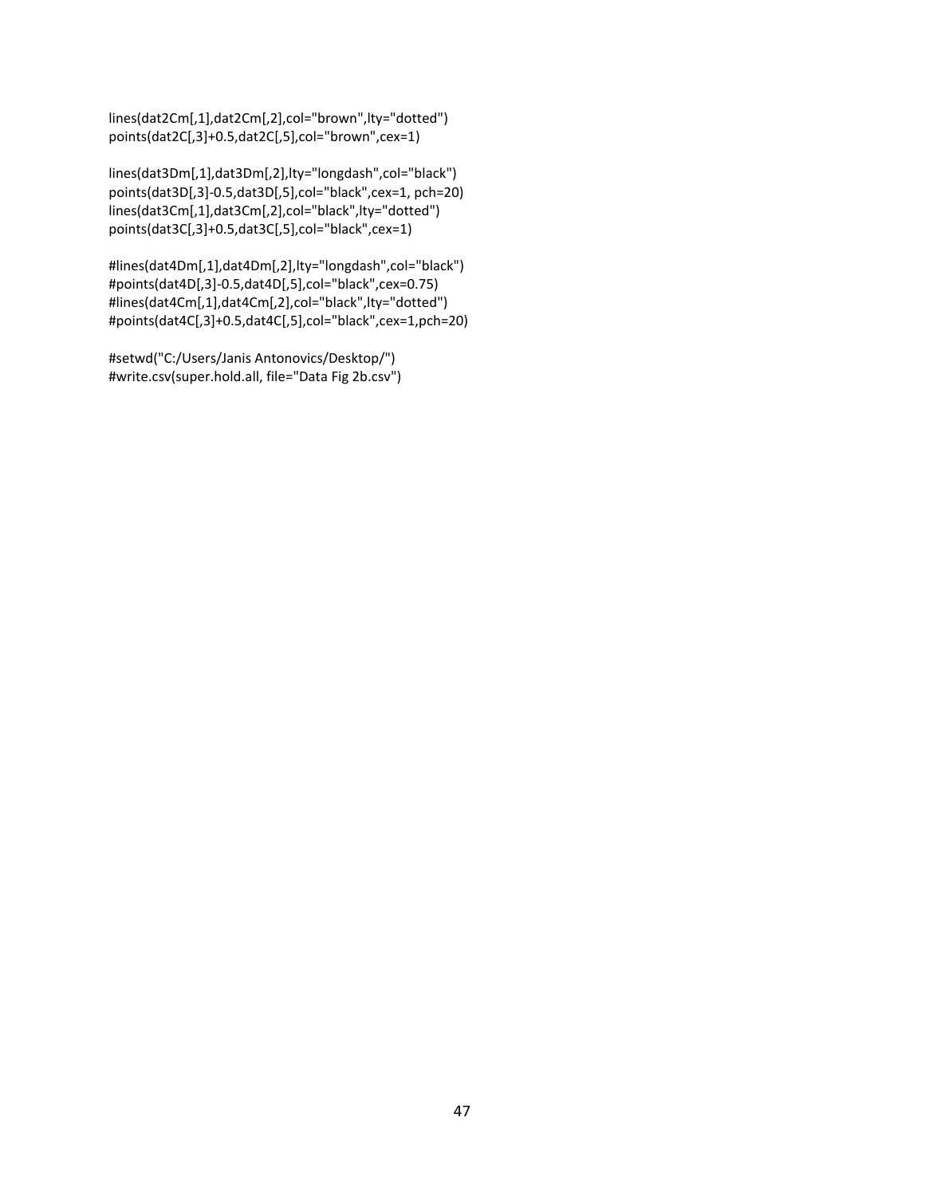```
lines(dat2Cm[,1],dat2Cm[,2],col="brown",lty="dotted")
points(dat2C[,3]+0.5,dat2C[,5],col="brown",cex=1)

lines(dat3Dm[,1],dat3Dm[,2],lty="longdash",col="black")
points(dat3D[,3]-0.5,dat3D[,5],col="black",cex=1, pch=20)
lines(dat3Cm[,1],dat3Cm[,2],col="black",lty="dotted")
points(dat3C[,3]+0.5,dat3C[,5],col="black",cex=1)

#lines(dat4Dm[,1],dat4Dm[,2],lty="longdash",col="black")
#points(dat4D[,3]-0.5,dat4D[,5],col="black",cex=0.75)
#lines(dat4Cm[,1],dat4Cm[,2],col="black",lty="dotted")
#points(dat4C[,3]+0.5,dat4C[,5],col="black",cex=1,pch=20)

#setwd("C:/Users/Janis Antonovics/Desktop/")
#write.csv(super.hold.all, file="Data Fig 2b.csv")
```